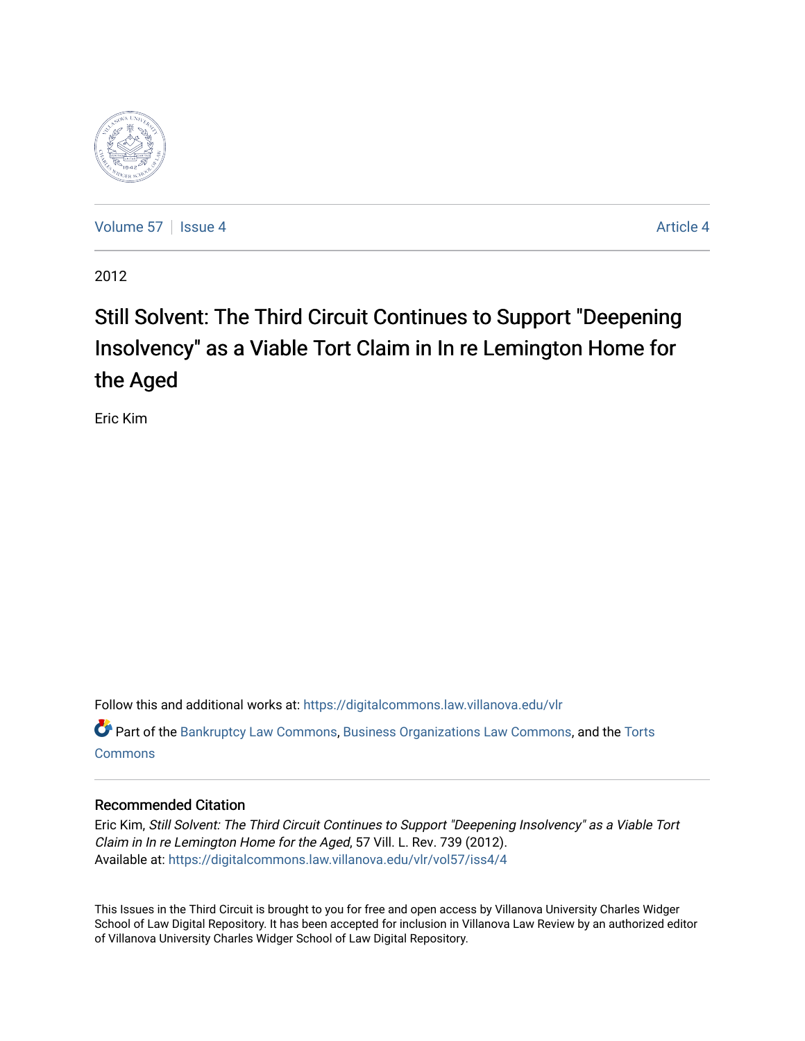Volume 57 | Issue 4 Article 4

2012

# Still Solvent: The Third Circuit Continues to Support "Deepening Insolvency" as a Viable Tort Claim in In re Lemington Home for the Aged

Eric Kim

Follow this and additional works at: https://digitalcommons.law.villanova.edu/vlr

Part of the Bankruptcy Law Commons, Business Organizations Law Commons, and the Torts Commons

## Recommended Citation

Eric Kim, *Still Solvent: The Third Circuit Continues to Support "Deepening Insolvency" as a Viable Tort Claim in In re Lemington Home for the Aged*, 57 Vill. L. Rev. 739 (2012).
Available at: https://digitalcommons.law.villanova.edu/vlr/vol57/iss4/4

This Issues in the Third Circuit is brought to you for free and open access by Villanova University Charles Widger School of Law Digital Repository. It has been accepted for inclusion in Villanova Law Review by an authorized editor of Villanova University Charles Widger School of Law Digital Repository.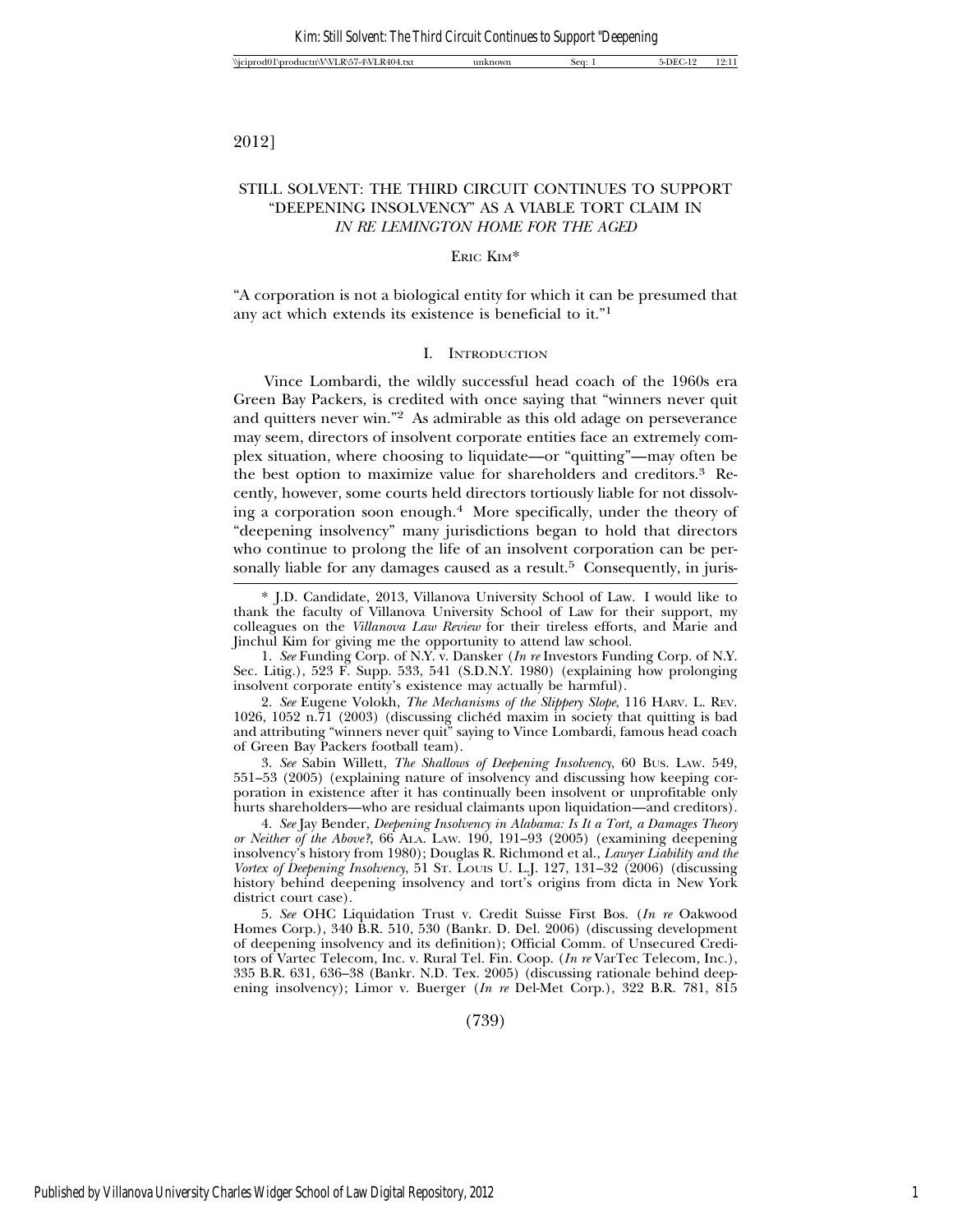# STILL SOLVENT: THE THIRD CIRCUIT CONTINUES TO SUPPORT "DEEPENING INSOLVENCY" AS A VIABLE TORT CLAIM IN *IN RE LEMINGTON HOME FOR THE AGED*

ERIC KIM*

"A corporation is not a biological entity for which it can be presumed that any act which extends its existence is beneficial to it."[1]

## I. INTRODUCTION

Vince Lombardi, the wildly successful head coach of the 1960s era Green Bay Packers, is credited with once saying that "winners never quit and quitters never win."[2] As admirable as this old adage on perseverance may seem, directors of insolvent corporate entities face an extremely complex situation, where choosing to liquidate—or "quitting"—may often be the best option to maximize value for shareholders and creditors.[3] Recently, however, some courts held directors tortiously liable for not dissolving a corporation soon enough.[4] More specifically, under the theory of "deepening insolvency" many jurisdictions began to hold that directors who continue to prolong the life of an insolvent corporation can be personally liable for any damages caused as a result.[5] Consequently, in juris-

---

\* J.D. Candidate, 2013, Villanova University School of Law. I would like to thank the faculty of Villanova University School of Law for their support, my colleagues on the *Villanova Law Review* for their tireless efforts, and Marie and Jinchul Kim for giving me the opportunity to attend law school.

1. *See* Funding Corp. of N.Y. v. Dansker (*In re* Investors Funding Corp. of N.Y. Sec. Litig.), 523 F. Supp. 533, 541 (S.D.N.Y. 1980) (explaining how prolonging insolvent corporate entity's existence may actually be harmful).

2. *See* Eugene Volokh, *The Mechanisms of the Slippery Slope*, 116 HARV. L. REV. 1026, 1052 n.71 (2003) (discussing clichéd maxim in society that quitting is bad and attributing "winners never quit" saying to Vince Lombardi, famous head coach of Green Bay Packers football team).

3. *See* Sabin Willett, *The Shallows of Deepening Insolvency*, 60 BUS. LAW. 549, 551–53 (2005) (explaining nature of insolvency and discussing how keeping corporation in existence after it has continually been insolvent or unprofitable only hurts shareholders—who are residual claimants upon liquidation—and creditors).

4. *See* Jay Bender, *Deepening Insolvency in Alabama: Is It a Tort, a Damages Theory or Neither of the Above?*, 66 ALA. LAW. 190, 191–93 (2005) (examining deepening insolvency's history from 1980); Douglas R. Richmond et al., *Lawyer Liability and the Vortex of Deepening Insolvency*, 51 ST. LOUIS U. L.J. 127, 131–32 (2006) (discussing history behind deepening insolvency and tort's origins from dicta in New York district court case).

5. *See* OHC Liquidation Trust v. Credit Suisse First Bos. (*In re* Oakwood Homes Corp.), 340 B.R. 510, 530 (Bankr. D. Del. 2006) (discussing development of deepening insolvency and its definition); Official Comm. of Unsecured Creditors of Vartec Telecom, Inc. v. Rural Tel. Fin. Coop. (*In re* VarTec Telecom, Inc.), 335 B.R. 631, 636–38 (Bankr. N.D. Tex. 2005) (discussing rationale behind deepening insolvency); Limor v. Buerger (*In re* Del-Met Corp.), 322 B.R. 781, 815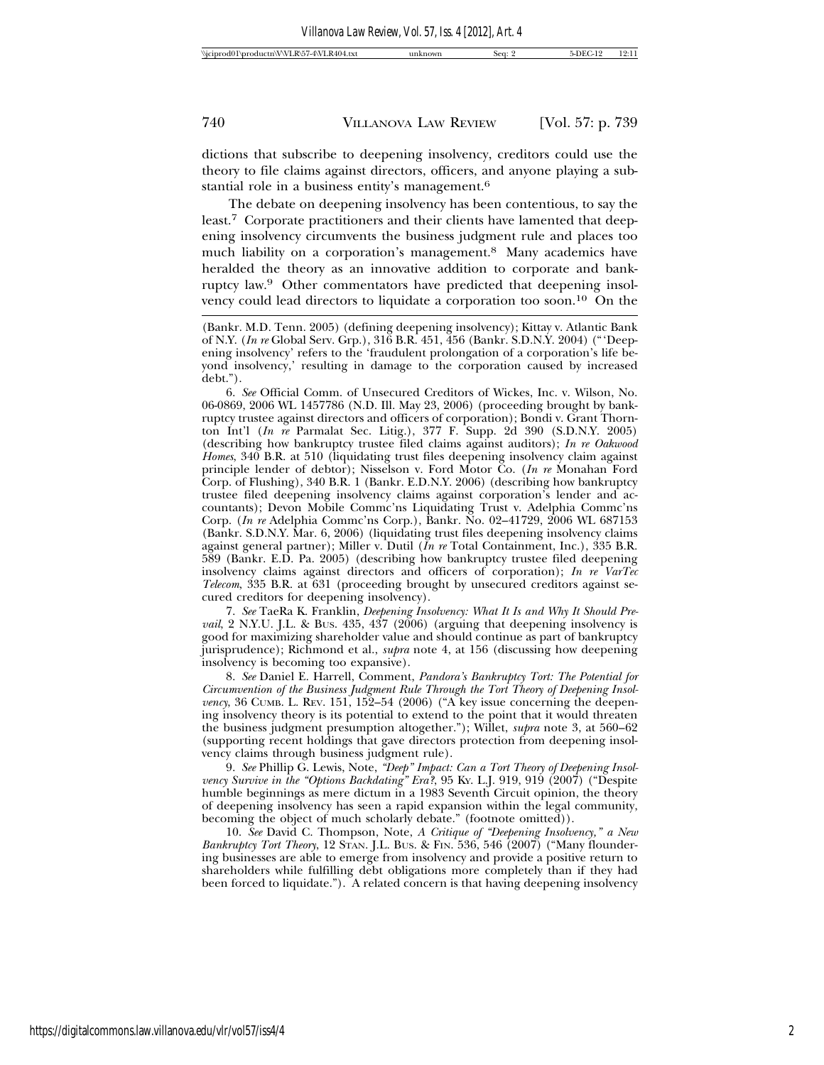dictions that subscribe to deepening insolvency, creditors could use the theory to file claims against directors, officers, and anyone playing a substantial role in a business entity's management.[6]

The debate on deepening insolvency has been contentious, to say the least.[7] Corporate practitioners and their clients have lamented that deepening insolvency circumvents the business judgment rule and places too much liability on a corporation's management.[8] Many academics have heralded the theory as an innovative addition to corporate and bankruptcy law.[9] Other commentators have predicted that deepening insolvency could lead directors to liquidate a corporation too soon.[10] On the

---

(Bankr. M.D. Tenn. 2005) (defining deepening insolvency); Kittay v. Atlantic Bank of N.Y. (*In re* Global Serv. Grp.), 316 B.R. 451, 456 (Bankr. S.D.N.Y. 2004) ("'Deepening insolvency' refers to the 'fraudulent prolongation of a corporation's life beyond insolvency,' resulting in damage to the corporation caused by increased debt.").

6. *See* Official Comm. of Unsecured Creditors of Wickes, Inc. v. Wilson, No. 06-0869, 2006 WL 1457786 (N.D. Ill. May 23, 2006) (proceeding brought by bankruptcy trustee against directors and officers of corporation); Bondi v. Grant Thornton Int'l (*In re* Parmalat Sec. Litig.), 377 F. Supp. 2d 390 (S.D.N.Y. 2005) (describing how bankruptcy trustee filed claims against auditors); *In re Oakwood Homes*, 340 B.R. at 510 (liquidating trust files deepening insolvency claim against principle lender of debtor); Nisselson v. Ford Motor Co. (*In re* Monahan Ford Corp. of Flushing), 340 B.R. 1 (Bankr. E.D.N.Y. 2006) (describing how bankruptcy trustee filed deepening insolvency claims against corporation's lender and accountants); Devon Mobile Commc'ns Liquidating Trust v. Adelphia Commc'ns Corp. (*In re* Adelphia Commc'ns Corp.), Bankr. No. 02–41729, 2006 WL 687153 (Bankr. S.D.N.Y. Mar. 6, 2006) (liquidating trust files deepening insolvency claims against general partner); Miller v. Dutil (*In re* Total Containment, Inc.), 335 B.R. 589 (Bankr. E.D. Pa. 2005) (describing how bankruptcy trustee filed deepening insolvency claims against directors and officers of corporation); *In re VarTec Telecom*, 335 B.R. at 631 (proceeding brought by unsecured creditors against secured creditors for deepening insolvency).

7. *See* TaeRa K. Franklin, *Deepening Insolvency: What It Is and Why It Should Prevail*, 2 N.Y.U. J.L. & Bus. 435, 437 (2006) (arguing that deepening insolvency is good for maximizing shareholder value and should continue as part of bankruptcy jurisprudence); Richmond et al., *supra* note 4, at 156 (discussing how deepening insolvency is becoming too expansive).

8. *See* Daniel E. Harrell, Comment, *Pandora's Bankruptcy Tort: The Potential for Circumvention of the Business Judgment Rule Through the Tort Theory of Deepening Insolvency*, 36 Cumb. L. Rev. 151, 152–54 (2006) ("A key issue concerning the deepening insolvency theory is its potential to extend to the point that it would threaten the business judgment presumption altogether."); Willet, *supra* note 3, at 560–62 (supporting recent holdings that gave directors protection from deepening insolvency claims through business judgment rule).

9. *See* Phillip G. Lewis, Note, *"Deep" Impact: Can a Tort Theory of Deepening Insolvency Survive in the "Options Backdating" Era?*, 95 Ky. L.J. 919, 919 (2007) ("Despite humble beginnings as mere dictum in a 1983 Seventh Circuit opinion, the theory of deepening insolvency has seen a rapid expansion within the legal community, becoming the object of much scholarly debate." (footnote omitted)).

10. *See* David C. Thompson, Note, *A Critique of "Deepening Insolvency," a New Bankruptcy Tort Theory*, 12 Stan. J.L. Bus. & Fin. 536, 546 (2007) ("Many floundering businesses are able to emerge from insolvency and provide a positive return to shareholders while fulfilling debt obligations more completely than if they had been forced to liquidate."). A related concern is that having deepening insolvency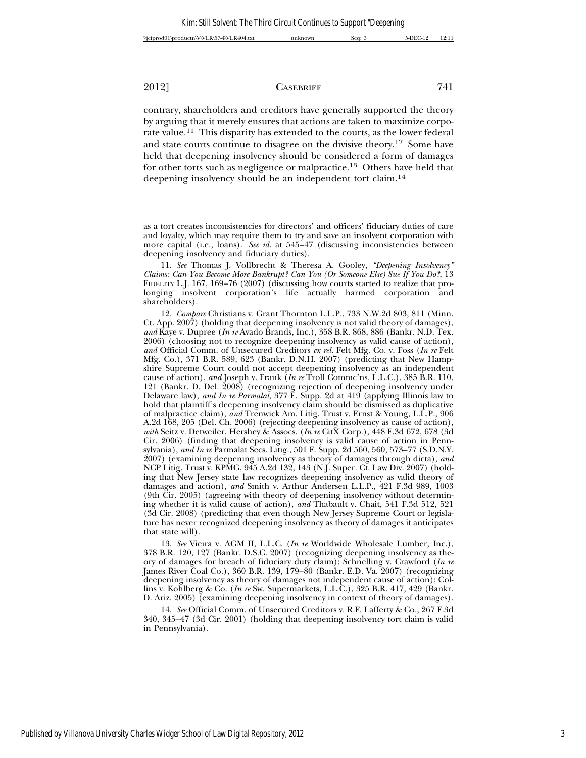contrary, shareholders and creditors have generally supported the theory by arguing that it merely ensures that actions are taken to maximize corporate value.[11] This disparity has extended to the courts, as the lower federal and state courts continue to disagree on the divisive theory.[12] Some have held that deepening insolvency should be considered a form of damages for other torts such as negligence or malpractice.[13] Others have held that deepening insolvency should be an independent tort claim.[14]

---

as a tort creates inconsistencies for directors' and officers' fiduciary duties of care and loyalty, which may require them to try and save an insolvent corporation with more capital (i.e., loans). *See id.* at 545–47 (discussing inconsistencies between deepening insolvency and fiduciary duties).

11. *See* Thomas J. Vollbrecht & Theresa A. Gooley, *"Deepening Insolvency" Claims: Can You Become More Bankrupt? Can You (Or Someone Else) Sue If You Do?*, 13 FIDELITY L.J. 167, 169–76 (2007) (discussing how courts started to realize that prolonging insolvent corporation's life actually harmed corporation and shareholders).

12. *Compare* Christians v. Grant Thornton L.L.P., 733 N.W.2d 803, 811 (Minn. Ct. App. 2007) (holding that deepening insolvency is not valid theory of damages), *and* Kaye v. Dupree (*In re* Avado Brands, Inc.), 358 B.R. 868, 886 (Bankr. N.D. Tex. 2006) (choosing not to recognize deepening insolvency as valid cause of action), *and* Official Comm. of Unsecured Creditors *ex rel.* Felt Mfg. Co. v. Foss (*In re* Felt Mfg. Co.), 371 B.R. 589, 623 (Bankr. D.N.H. 2007) (predicting that New Hampshire Supreme Court could not accept deepening insolvency as an independent cause of action), *and* Joseph v. Frank (*In re* Troll Commc'ns, L.L.C.), 385 B.R. 110, 121 (Bankr. D. Del. 2008) (recognizing rejection of deepening insolvency under Delaware law), *and In re Parmalat*, 377 F. Supp. 2d at 419 (applying Illinois law to hold that plaintiff's deepening insolvency claim should be dismissed as duplicative of malpractice claim), *and* Trenwick Am. Litig. Trust v. Ernst & Young, L.L.P., 906 A.2d 168, 205 (Del. Ch. 2006) (rejecting deepening insolvency as cause of action), *with* Seitz v. Detweiler, Hershey & Assocs. (*In re* CitX Corp.), 448 F.3d 672, 678 (3d Cir. 2006) (finding that deepening insolvency is valid cause of action in Pennsylvania), *and In re* Parmalat Secs. Litig., 501 F. Supp. 2d 560, 560, 573–77 (S.D.N.Y. 2007) (examining deepening insolvency as theory of damages through dicta), *and* NCP Litig. Trust v. KPMG, 945 A.2d 132, 143 (N.J. Super. Ct. Law Div. 2007) (holding that New Jersey state law recognizes deepening insolvency as valid theory of damages and action), *and* Smith v. Arthur Andersen L.L.P., 421 F.3d 989, 1003 (9th Cir. 2005) (agreeing with theory of deepening insolvency without determining whether it is valid cause of action), *and* Thabault v. Chait, 541 F.3d 512, 521 (3d Cir. 2008) (predicting that even though New Jersey Supreme Court or legislature has never recognized deepening insolvency as theory of damages it anticipates that state will).

13. *See* Vieira v. AGM II, L.L.C. (*In re* Worldwide Wholesale Lumber, Inc.), 378 B.R. 120, 127 (Bankr. D.S.C. 2007) (recognizing deepening insolvency as theory of damages for breach of fiduciary duty claim); Schnelling v. Crawford (*In re* James River Coal Co.), 360 B.R. 139, 179–80 (Bankr. E.D. Va. 2007) (recognizing deepening insolvency as theory of damages not independent cause of action); Collins v. Kohlberg & Co. (*In re* Sw. Supermarkets, L.L.C.), 325 B.R. 417, 429 (Bankr. D. Ariz. 2005) (examining deepening insolvency in context of theory of damages).

14. *See* Official Comm. of Unsecured Creditors v. R.F. Lafferty & Co., 267 F.3d 340, 345–47 (3d Cir. 2001) (holding that deepening insolvency tort claim is valid in Pennsylvania).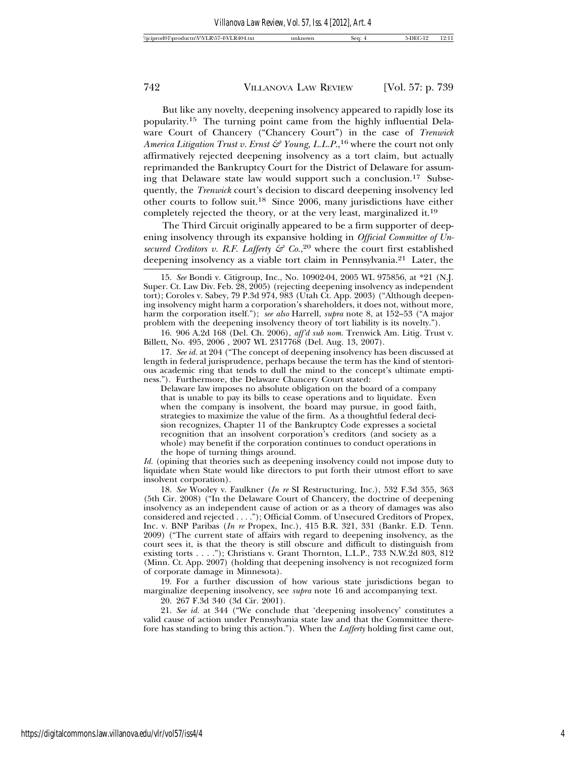But like any novelty, deepening insolvency appeared to rapidly lose its popularity.[15] The turning point came from the highly influential Delaware Court of Chancery ("Chancery Court") in the case of *Trenwick America Litigation Trust v. Ernst & Young, L.L.P.*,[16] where the court not only affirmatively rejected deepening insolvency as a tort claim, but actually reprimanded the Bankruptcy Court for the District of Delaware for assuming that Delaware state law would support such a conclusion.[17] Subsequently, the *Trenwick* court's decision to discard deepening insolvency led other courts to follow suit.[18] Since 2006, many jurisdictions have either completely rejected the theory, or at the very least, marginalized it.[19]

The Third Circuit originally appeared to be a firm supporter of deepening insolvency through its expansive holding in *Official Committee of Unsecured Creditors v. R.F. Lafferty & Co.*,[20] where the court first established deepening insolvency as a viable tort claim in Pennsylvania.[21] Later, the

---

15. *See* Bondi v. Citigroup, Inc., No. 10902-04, 2005 WL 975856, at *21 (N.J. Super. Ct. Law Div. Feb. 28, 2005) (rejecting deepening insolvency as independent tort); Coroles v. Sabey, 79 P.3d 974, 983 (Utah Ct. App. 2003) ("Although deepening insolvency might harm a corporation's shareholders, it does not, without more, harm the corporation itself."); *see also* Harrell, *supra* note 8, at 152–53 ("A major problem with the deepening insolvency theory of tort liability is its novelty.").

16. 906 A.2d 168 (Del. Ch. 2006), *aff'd sub nom.* Trenwick Am. Litig. Trust v. Billett, No. 495, 2006 , 2007 WL 2317768 (Del. Aug. 13, 2007).

17. *See id.* at 204 ("The concept of deepening insolvency has been discussed at length in federal jurisprudence, perhaps because the term has the kind of stentorious academic ring that tends to dull the mind to the concept's ultimate emptiness."). Furthermore, the Delaware Chancery Court stated:

> Delaware law imposes no absolute obligation on the board of a company that is unable to pay its bills to cease operations and to liquidate. Even when the company is insolvent, the board may pursue, in good faith, strategies to maximize the value of the firm. As a thoughtful federal decision recognizes, Chapter 11 of the Bankruptcy Code expresses a societal recognition that an insolvent corporation's creditors (and society as a whole) may benefit if the corporation continues to conduct operations in the hope of turning things around.

*Id.* (opining that theories such as deepening insolvency could not impose duty to liquidate when State would like directors to put forth their utmost effort to save insolvent corporation).

18. *See* Wooley v. Faulkner (*In re* SI Restructuring, Inc.), 532 F.3d 355, 363 (5th Cir. 2008) ("In the Delaware Court of Chancery, the doctrine of deepening insolvency as an independent cause of action or as a theory of damages was also considered and rejected . . . ."); Official Comm. of Unsecured Creditors of Propex, Inc. v. BNP Paribas (*In re* Propex, Inc.), 415 B.R. 321, 331 (Bankr. E.D. Tenn. 2009) ("The current state of affairs with regard to deepening insolvency, as the court sees it, is that the theory is still obscure and difficult to distinguish from existing torts . . . ."); Christians v. Grant Thornton, L.L.P., 733 N.W.2d 803, 812 (Minn. Ct. App. 2007) (holding that deepening insolvency is not recognized form of corporate damage in Minnesota).

19. For a further discussion of how various state jurisdictions began to marginalize deepening insolvency, see *supra* note 16 and accompanying text.

20. 267 F.3d 340 (3d Cir. 2001).

21. *See id.* at 344 ("We conclude that 'deepening insolvency' constitutes a valid cause of action under Pennsylvania state law and that the Committee therefore has standing to bring this action."). When the *Lafferty* holding first came out,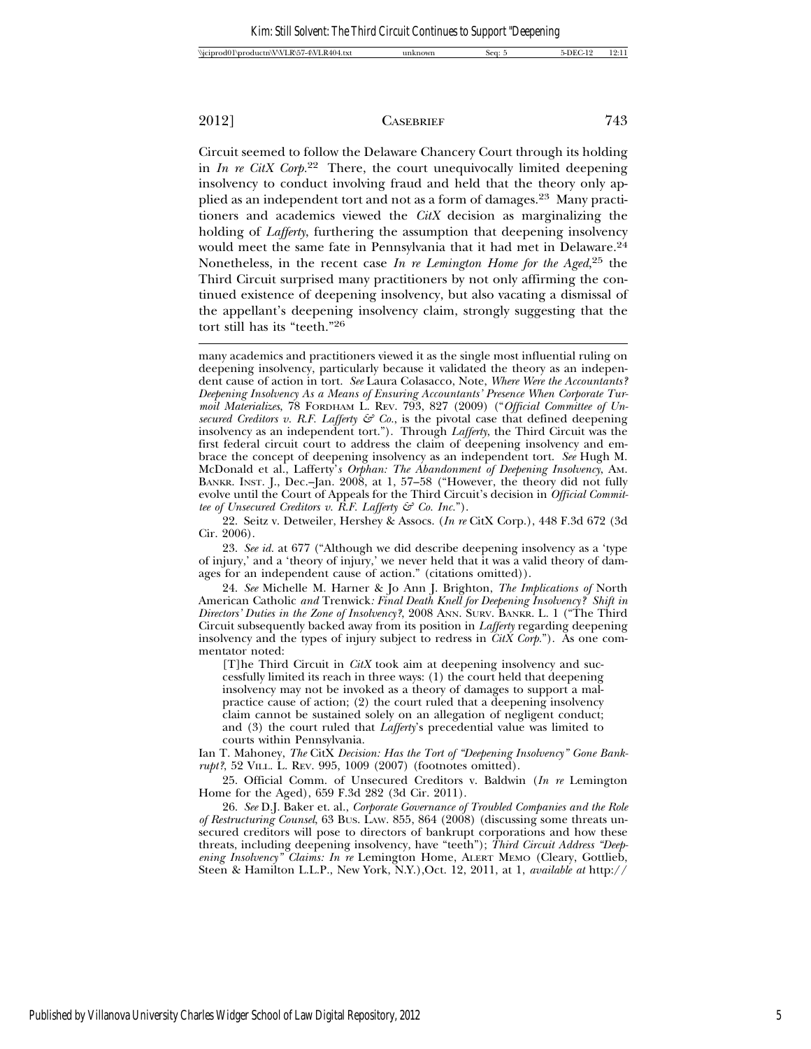Circuit seemed to follow the Delaware Chancery Court through its holding in *In re CitX Corp.*[22] There, the court unequivocally limited deepening insolvency to conduct involving fraud and held that the theory only applied as an independent tort and not as a form of damages.[23] Many practitioners and academics viewed the *CitX* decision as marginalizing the holding of *Lafferty*, furthering the assumption that deepening insolvency would meet the same fate in Pennsylvania that it had met in Delaware.[24] Nonetheless, in the recent case *In re Lemington Home for the Aged*,[25] the Third Circuit surprised many practitioners by not only affirming the continued existence of deepening insolvency, but also vacating a dismissal of the appellant's deepening insolvency claim, strongly suggesting that the tort still has its "teeth."[26]

---

many academics and practitioners viewed it as the single most influential ruling on deepening insolvency, particularly because it validated the theory as an independent cause of action in tort. *See* Laura Colasacco, Note, *Where Were the Accountants? Deepening Insolvency As a Means of Ensuring Accountants' Presence When Corporate Turmoil Materializes*, 78 FORDHAM L. REV. 793, 827 (2009) ("*Official Committee of Unsecured Creditors v. R.F. Lafferty & Co.*, is the pivotal case that defined deepening insolvency as an independent tort."). Through *Lafferty*, the Third Circuit was the first federal circuit court to address the claim of deepening insolvency and embrace the concept of deepening insolvency as an independent tort. *See* Hugh M. McDonald et al., Lafferty'*s Orphan: The Abandonment of Deepening Insolvency*, AM. BANKR. INST. J., Dec.–Jan. 2008, at 1, 57–58 ("However, the theory did not fully evolve until the Court of Appeals for the Third Circuit's decision in *Official Committee of Unsecured Creditors v. R.F. Lafferty & Co. Inc.*").

22. Seitz v. Detweiler, Hershey & Assocs. (*In re* CitX Corp.), 448 F.3d 672 (3d Cir. 2006).

23. *See id.* at 677 ("Although we did describe deepening insolvency as a 'type of injury,' and a 'theory of injury,' we never held that it was a valid theory of damages for an independent cause of action." (citations omitted)).

24. *See* Michelle M. Harner & Jo Ann J. Brighton, *The Implications of* North American Catholic *and* Trenwick*: Final Death Knell for Deepening Insolvency? Shift in Directors' Duties in the Zone of Insolvency?*, 2008 ANN. SURV. BANKR. L. 1 ("The Third Circuit subsequently backed away from its position in *Lafferty* regarding deepening insolvency and the types of injury subject to redress in *CitX Corp.*"). As one commentator noted:

> [T]he Third Circuit in *CitX* took aim at deepening insolvency and successfully limited its reach in three ways: (1) the court held that deepening insolvency may not be invoked as a theory of damages to support a malpractice cause of action; (2) the court ruled that a deepening insolvency claim cannot be sustained solely on an allegation of negligent conduct; and (3) the court ruled that *Lafferty*'s precedential value was limited to courts within Pennsylvania.

Ian T. Mahoney, *The* CitX *Decision: Has the Tort of "Deepening Insolvency" Gone Bankrupt?*, 52 VILL. L. REV. 995, 1009 (2007) (footnotes omitted).

25. Official Comm. of Unsecured Creditors v. Baldwin (*In re* Lemington Home for the Aged), 659 F.3d 282 (3d Cir. 2011).

26. *See* D.J. Baker et. al., *Corporate Governance of Troubled Companies and the Role of Restructuring Counsel*, 63 BUS. LAW. 855, 864 (2008) (discussing some threats unsecured creditors will pose to directors of bankrupt corporations and how these threats, including deepening insolvency, have "teeth"); *Third Circuit Address "Deepening Insolvency" Claims: In re* Lemington Home, ALERT MEMO (Cleary, Gottlieb, Steen & Hamilton L.L.P., New York, N.Y.),Oct. 12, 2011, at 1, *available at* http://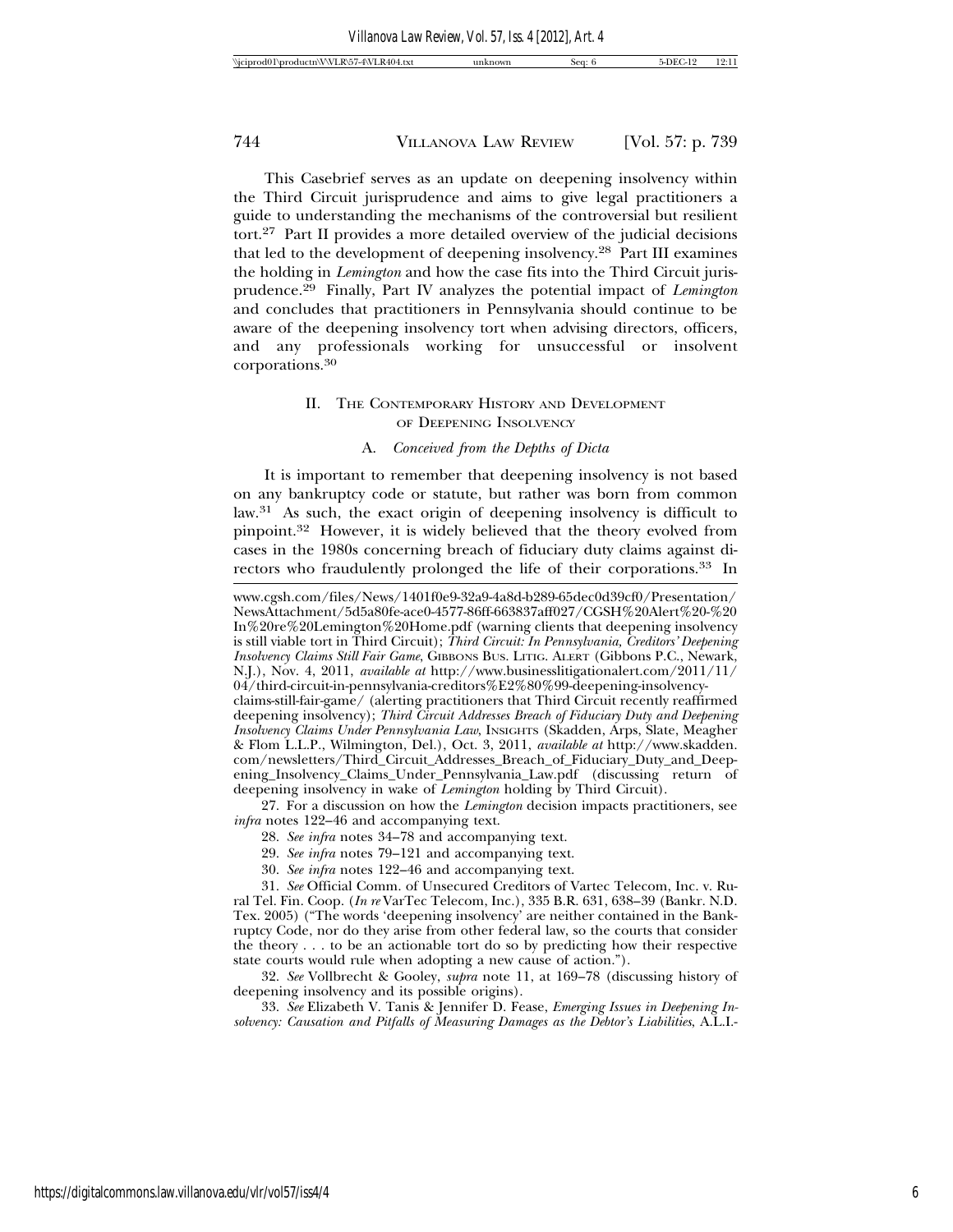This Casebrief serves as an update on deepening insolvency within the Third Circuit jurisprudence and aims to give legal practitioners a guide to understanding the mechanisms of the controversial but resilient tort.[27] Part II provides a more detailed overview of the judicial decisions that led to the development of deepening insolvency.[28] Part III examines the holding in *Lemington* and how the case fits into the Third Circuit jurisprudence.[29] Finally, Part IV analyzes the potential impact of *Lemington* and concludes that practitioners in Pennsylvania should continue to be aware of the deepening insolvency tort when advising directors, officers, and any professionals working for unsuccessful or insolvent corporations.[30]

## II. The Contemporary History and Development of Deepening Insolvency

### A. *Conceived from the Depths of Dicta*

It is important to remember that deepening insolvency is not based on any bankruptcy code or statute, but rather was born from common law.[31] As such, the exact origin of deepening insolvency is difficult to pinpoint.[32] However, it is widely believed that the theory evolved from cases in the 1980s concerning breach of fiduciary duty claims against directors who fraudulently prolonged the life of their corporations.[33] In

---

www.cgsh.com/files/News/1401f0e9-32a9-4a8d-b289-65dec0d39cf0/Presentation/NewsAttachment/5d5a80fe-ace0-4577-86ff-663837aff027/CGSH%20Alert%20-%20In%20re%20Lemington%20Home.pdf (warning clients that deepening insolvency is still viable tort in Third Circuit); *Third Circuit: In Pennsylvania, Creditors' Deepening Insolvency Claims Still Fair Game*, Gibbons Bus. Litig. Alert (Gibbons P.C., Newark, N.J.), Nov. 4, 2011, *available at* http://www.businesslitigationalert.com/2011/11/04/third-circuit-in-pennsylvania-creditors%E2%80%99-deepening-insolvency-claims-still-fair-game/ (alerting practitioners that Third Circuit recently reaffirmed deepening insolvency); *Third Circuit Addresses Breach of Fiduciary Duty and Deepening Insolvency Claims Under Pennsylvania Law*, Insights (Skadden, Arps, Slate, Meagher & Flom L.L.P., Wilmington, Del.), Oct. 3, 2011, *available at* http://www.skadden.com/newsletters/Third_Circuit_Addresses_Breach_of_Fiduciary_Duty_and_Deepening_Insolvency_Claims_Under_Pennsylvania_Law.pdf (discussing return of deepening insolvency in wake of *Lemington* holding by Third Circuit).

27. For a discussion on how the *Lemington* decision impacts practitioners, see *infra* notes 122–46 and accompanying text.

28. *See infra* notes 34–78 and accompanying text.

29. *See infra* notes 79–121 and accompanying text.

30. *See infra* notes 122–46 and accompanying text.

31. *See* Official Comm. of Unsecured Creditors of Vartec Telecom, Inc. v. Rural Tel. Fin. Coop. (*In re* VarTec Telecom, Inc.), 335 B.R. 631, 638–39 (Bankr. N.D. Tex. 2005) ("The words 'deepening insolvency' are neither contained in the Bankruptcy Code, nor do they arise from other federal law, so the courts that consider the theory . . . to be an actionable tort do so by predicting how their respective state courts would rule when adopting a new cause of action.").

32. *See* Vollbrecht & Gooley, *supra* note 11, at 169–78 (discussing history of deepening insolvency and its possible origins).

33. *See* Elizabeth V. Tanis & Jennifer D. Fease, *Emerging Issues in Deepening Insolvency: Causation and Pitfalls of Measuring Damages as the Debtor's Liabilities*, A.L.I.-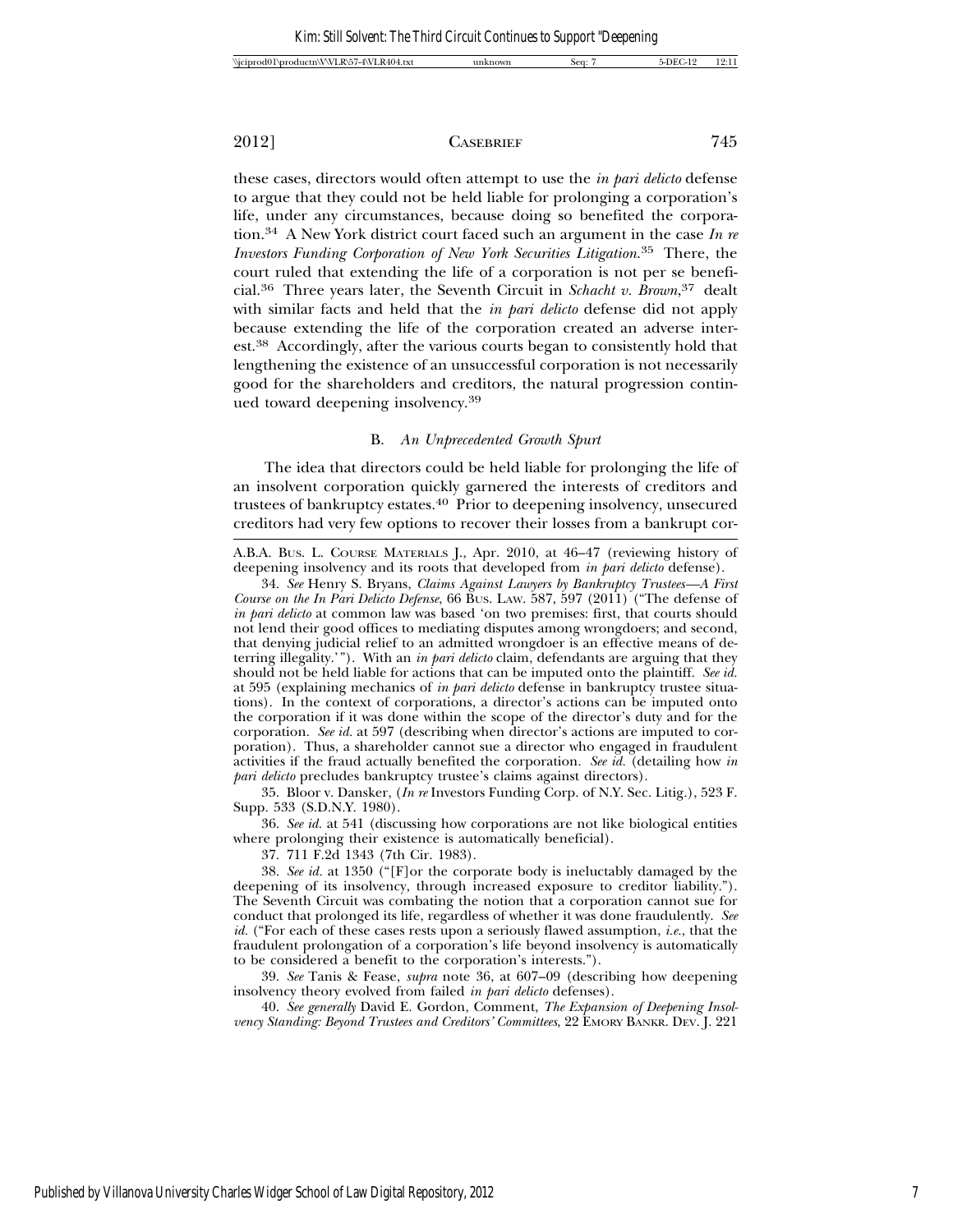these cases, directors would often attempt to use the *in pari delicto* defense to argue that they could not be held liable for prolonging a corporation's life, under any circumstances, because doing so benefited the corporation.[34] A New York district court faced such an argument in the case *In re Investors Funding Corporation of New York Securities Litigation*.[35] There, the court ruled that extending the life of a corporation is not per se beneficial.[36] Three years later, the Seventh Circuit in *Schacht v. Brown*,[37] dealt with similar facts and held that the *in pari delicto* defense did not apply because extending the life of the corporation created an adverse interest.[38] Accordingly, after the various courts began to consistently hold that lengthening the existence of an unsuccessful corporation is not necessarily good for the shareholders and creditors, the natural progression continued toward deepening insolvency.[39]

### B. *An Unprecedented Growth Spurt*

The idea that directors could be held liable for prolonging the life of an insolvent corporation quickly garnered the interests of creditors and trustees of bankruptcy estates.[40] Prior to deepening insolvency, unsecured creditors had very few options to recover their losses from a bankrupt cor-

---

A.B.A. Bus. L. Course Materials J., Apr. 2010, at 46–47 (reviewing history of deepening insolvency and its roots that developed from *in pari delicto* defense).

34. *See* Henry S. Bryans, *Claims Against Lawyers by Bankruptcy Trustees—A First Course on the In Pari Delicto Defense*, 66 Bus. Law. 587, 597 (2011) ("The defense of *in pari delicto* at common law was based 'on two premises: first, that courts should not lend their good offices to mediating disputes among wrongdoers; and second, that denying judicial relief to an admitted wrongdoer is an effective means of deterring illegality.'"). With an *in pari delicto* claim, defendants are arguing that they should not be held liable for actions that can be imputed onto the plaintiff. *See id.* at 595 (explaining mechanics of *in pari delicto* defense in bankruptcy trustee situations). In the context of corporations, a director's actions can be imputed onto the corporation if it was done within the scope of the director's duty and for the corporation. *See id.* at 597 (describing when director's actions are imputed to corporation). Thus, a shareholder cannot sue a director who engaged in fraudulent activities if the fraud actually benefited the corporation. *See id.* (detailing how *in pari delicto* precludes bankruptcy trustee's claims against directors).

35. Bloor v. Dansker, (*In re* Investors Funding Corp. of N.Y. Sec. Litig.), 523 F. Supp. 533 (S.D.N.Y. 1980).

36. *See id.* at 541 (discussing how corporations are not like biological entities where prolonging their existence is automatically beneficial).

37. 711 F.2d 1343 (7th Cir. 1983).

38. *See id.* at 1350 ("[F]or the corporate body is ineluctably damaged by the deepening of its insolvency, through increased exposure to creditor liability."). The Seventh Circuit was combating the notion that a corporation cannot sue for conduct that prolonged its life, regardless of whether it was done fraudulently. *See id.* ("For each of these cases rests upon a seriously flawed assumption, *i.e.*, that the fraudulent prolongation of a corporation's life beyond insolvency is automatically to be considered a benefit to the corporation's interests.").

39. *See* Tanis & Fease, *supra* note 36, at 607–09 (describing how deepening insolvency theory evolved from failed *in pari delicto* defenses).

40. *See generally* David E. Gordon, Comment, *The Expansion of Deepening Insolvency Standing: Beyond Trustees and Creditors' Committees*, 22 Emory Bankr. Dev. J. 221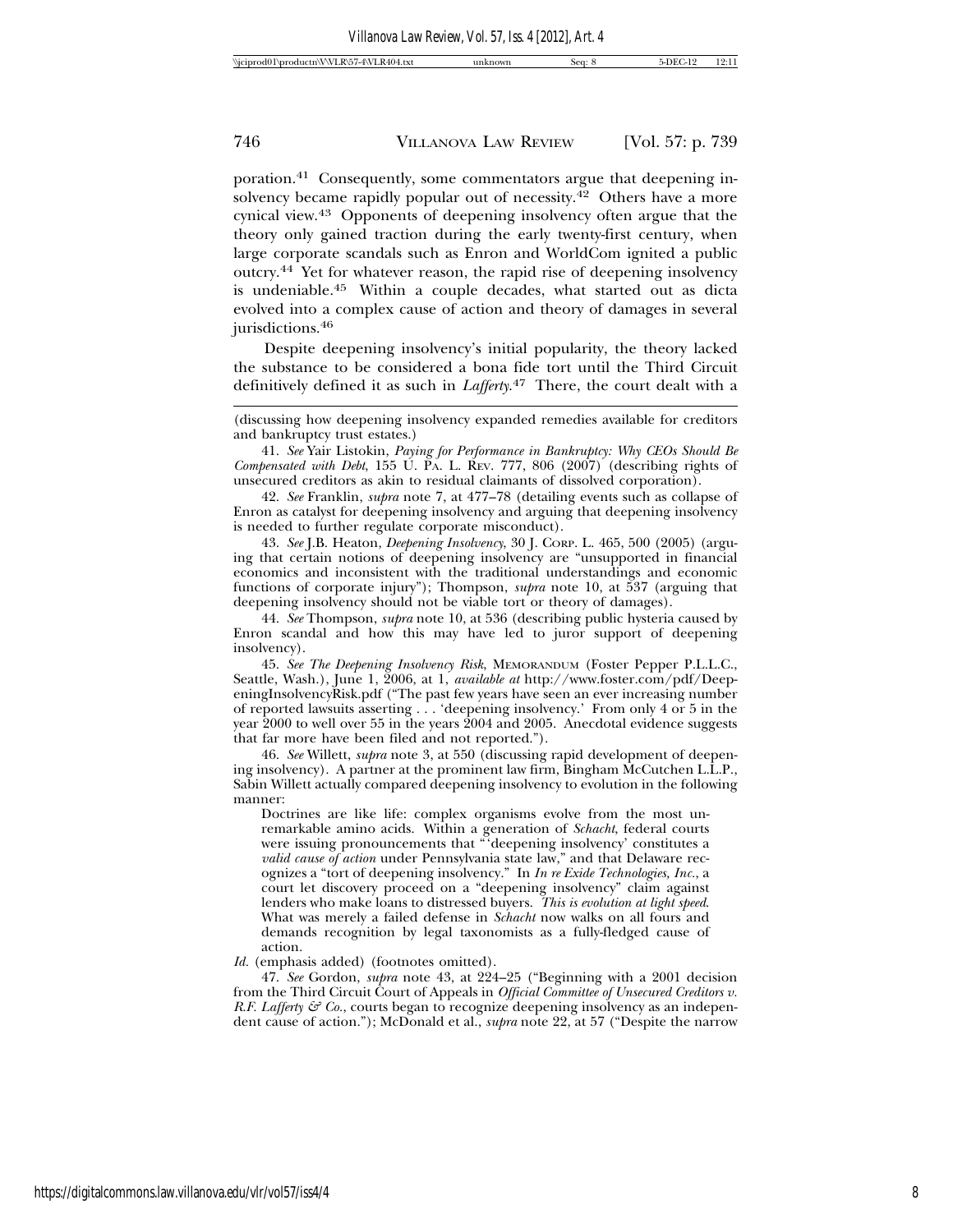poration.[41] Consequently, some commentators argue that deepening insolvency became rapidly popular out of necessity.[42] Others have a more cynical view.[43] Opponents of deepening insolvency often argue that the theory only gained traction during the early twenty-first century, when large corporate scandals such as Enron and WorldCom ignited a public outcry.[44] Yet for whatever reason, the rapid rise of deepening insolvency is undeniable.[45] Within a couple decades, what started out as dicta evolved into a complex cause of action and theory of damages in several jurisdictions.[46]

Despite deepening insolvency's initial popularity, the theory lacked the substance to be considered a bona fide tort until the Third Circuit definitively defined it as such in *Lafferty*.[47] There, the court dealt with a

---

(discussing how deepening insolvency expanded remedies available for creditors and bankruptcy trust estates.)

41. *See* Yair Listokin, *Paying for Performance in Bankruptcy: Why CEOs Should Be Compensated with Debt*, 155 U. PA. L. REV. 777, 806 (2007) (describing rights of unsecured creditors as akin to residual claimants of dissolved corporation).

42. *See* Franklin, *supra* note 7, at 477–78 (detailing events such as collapse of Enron as catalyst for deepening insolvency and arguing that deepening insolvency is needed to further regulate corporate misconduct).

43. *See* J.B. Heaton, *Deepening Insolvency*, 30 J. CORP. L. 465, 500 (2005) (arguing that certain notions of deepening insolvency are "unsupported in financial economics and inconsistent with the traditional understandings and economic functions of corporate injury"); Thompson, *supra* note 10, at 537 (arguing that deepening insolvency should not be viable tort or theory of damages).

44. *See* Thompson, *supra* note 10, at 536 (describing public hysteria caused by Enron scandal and how this may have led to juror support of deepening insolvency).

45. *See The Deepening Insolvency Risk*, MEMORANDUM (Foster Pepper P.L.L.C., Seattle, Wash.), June 1, 2006, at 1, *available at* http://www.foster.com/pdf/DeepeningInsolvencyRisk.pdf ("The past few years have seen an ever increasing number of reported lawsuits asserting . . . 'deepening insolvency.' From only 4 or 5 in the year 2000 to well over 55 in the years 2004 and 2005. Anecdotal evidence suggests that far more have been filed and not reported.").

46. *See* Willett, *supra* note 3, at 550 (discussing rapid development of deepening insolvency). A partner at the prominent law firm, Bingham McCutchen L.L.P., Sabin Willett actually compared deepening insolvency to evolution in the following manner:

> Doctrines are like life: complex organisms evolve from the most unremarkable amino acids. Within a generation of *Schacht*, federal courts were issuing pronouncements that "'deepening insolvency' constitutes a *valid cause of action* under Pennsylvania state law," and that Delaware recognizes a "tort of deepening insolvency." In *In re Exide Technologies, Inc.*, a court let discovery proceed on a "deepening insolvency" claim against lenders who make loans to distressed buyers. *This is evolution at light speed.* What was merely a failed defense in *Schacht* now walks on all fours and demands recognition by legal taxonomists as a fully-fledged cause of action.

*Id.* (emphasis added) (footnotes omitted).

47. *See* Gordon, *supra* note 43, at 224–25 ("Beginning with a 2001 decision from the Third Circuit Court of Appeals in *Official Committee of Unsecured Creditors v. R.F. Lafferty & Co.*, courts began to recognize deepening insolvency as an independent cause of action."); McDonald et al., *supra* note 22, at 57 ("Despite the narrow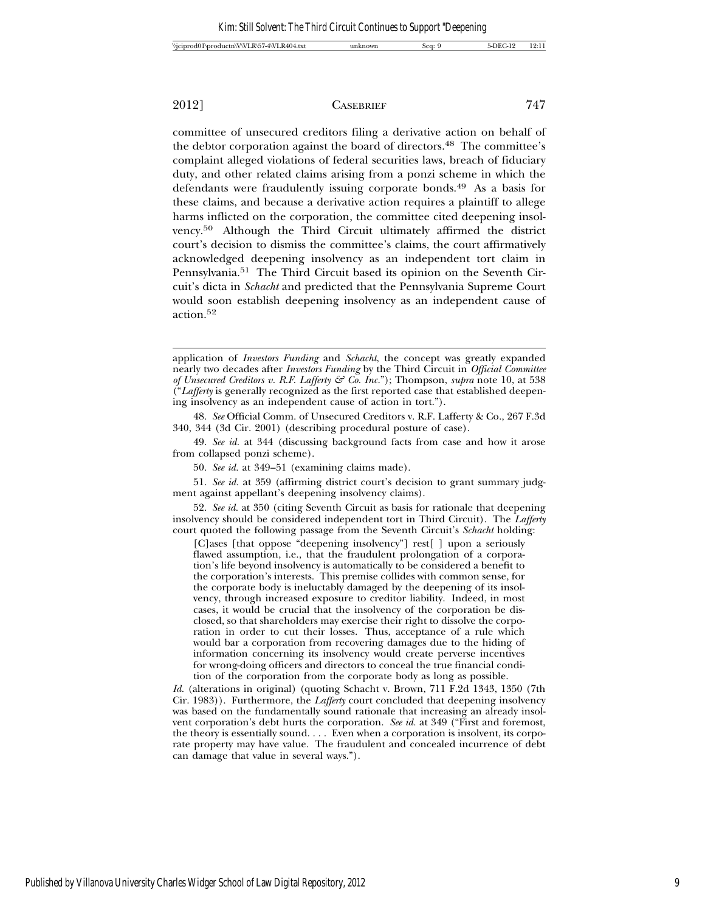committee of unsecured creditors filing a derivative action on behalf of the debtor corporation against the board of directors.[48] The committee's complaint alleged violations of federal securities laws, breach of fiduciary duty, and other related claims arising from a ponzi scheme in which the defendants were fraudulently issuing corporate bonds.[49] As a basis for these claims, and because a derivative action requires a plaintiff to allege harms inflicted on the corporation, the committee cited deepening insolvency.[50] Although the Third Circuit ultimately affirmed the district court's decision to dismiss the committee's claims, the court affirmatively acknowledged deepening insolvency as an independent tort claim in Pennsylvania.[51] The Third Circuit based its opinion on the Seventh Circuit's dicta in *Schacht* and predicted that the Pennsylvania Supreme Court would soon establish deepening insolvency as an independent cause of action.[52]

---

application of *Investors Funding* and *Schacht*, the concept was greatly expanded nearly two decades after *Investors Funding* by the Third Circuit in *Official Committee of Unsecured Creditors v. R.F. Lafferty & Co. Inc.*"); Thompson, *supra* note 10, at 538 ("*Lafferty* is generally recognized as the first reported case that established deepening insolvency as an independent cause of action in tort.").

48. *See* Official Comm. of Unsecured Creditors v. R.F. Lafferty & Co., 267 F.3d 340, 344 (3d Cir. 2001) (describing procedural posture of case).

49. *See id.* at 344 (discussing background facts from case and how it arose from collapsed ponzi scheme).

50. *See id.* at 349–51 (examining claims made).

51. *See id.* at 359 (affirming district court's decision to grant summary judgment against appellant's deepening insolvency claims).

52. *See id.* at 350 (citing Seventh Circuit as basis for rationale that deepening insolvency should be considered independent tort in Third Circuit). The *Lafferty* court quoted the following passage from the Seventh Circuit's *Schacht* holding:

> [C]ases [that oppose "deepening insolvency"] rest[ ] upon a seriously flawed assumption, i.e., that the fraudulent prolongation of a corporation's life beyond insolvency is automatically to be considered a benefit to the corporation's interests. This premise collides with common sense, for the corporate body is ineluctably damaged by the deepening of its insolvency, through increased exposure to creditor liability. Indeed, in most cases, it would be crucial that the insolvency of the corporation be disclosed, so that shareholders may exercise their right to dissolve the corporation in order to cut their losses. Thus, acceptance of a rule which would bar a corporation from recovering damages due to the hiding of information concerning its insolvency would create perverse incentives for wrong-doing officers and directors to conceal the true financial condition of the corporation from the corporate body as long as possible.

*Id.* (alterations in original) (quoting Schacht v. Brown, 711 F.2d 1343, 1350 (7th Cir. 1983)). Furthermore, the *Lafferty* court concluded that deepening insolvency was based on the fundamentally sound rationale that increasing an already insolvent corporation's debt hurts the corporation. *See id.* at 349 ("First and foremost, the theory is essentially sound. . . . Even when a corporation is insolvent, its corporate property may have value. The fraudulent and concealed incurrence of debt can damage that value in several ways.").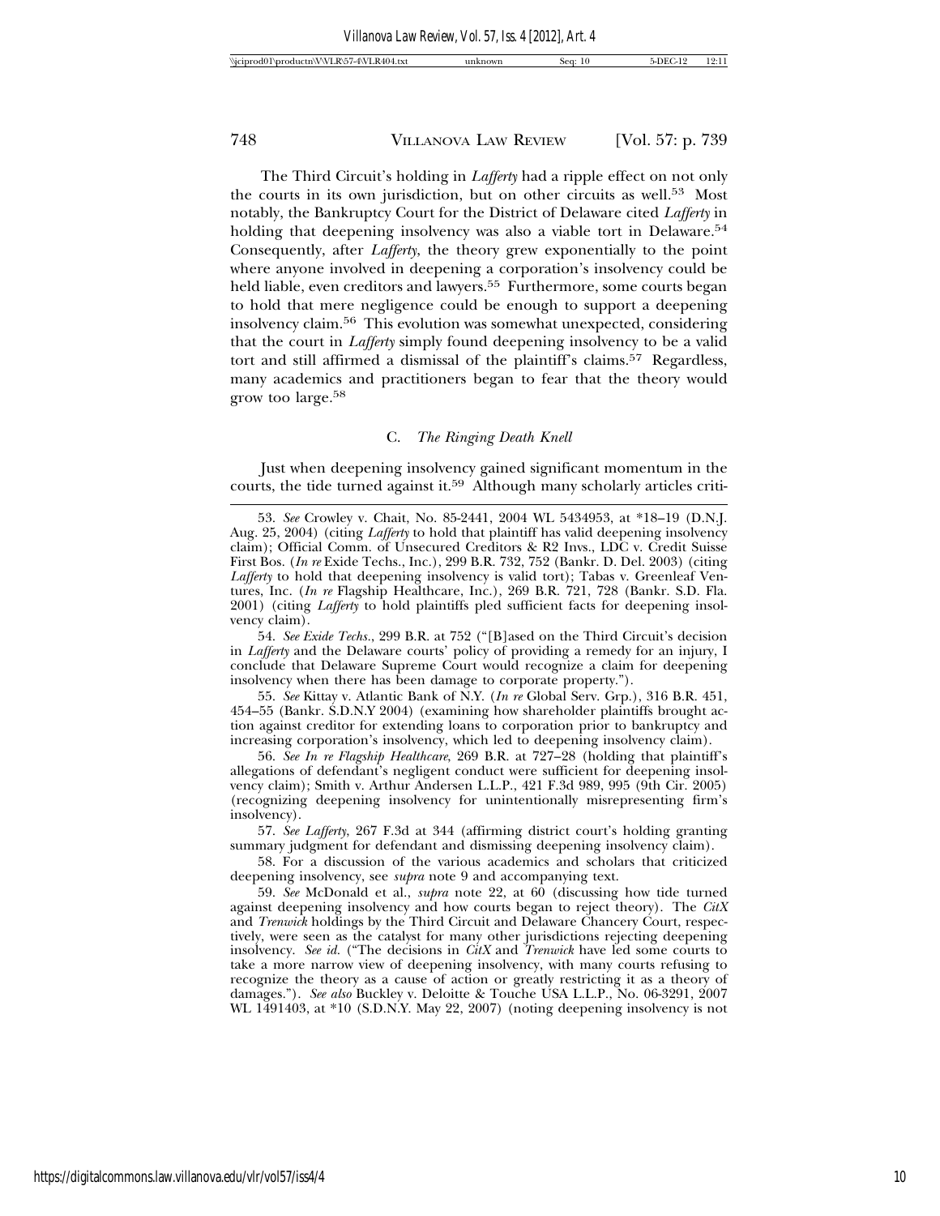The Third Circuit's holding in *Lafferty* had a ripple effect on not only the courts in its own jurisdiction, but on other circuits as well.[53] Most notably, the Bankruptcy Court for the District of Delaware cited *Lafferty* in holding that deepening insolvency was also a viable tort in Delaware.[54] Consequently, after *Lafferty*, the theory grew exponentially to the point where anyone involved in deepening a corporation's insolvency could be held liable, even creditors and lawyers.[55] Furthermore, some courts began to hold that mere negligence could be enough to support a deepening insolvency claim.[56] This evolution was somewhat unexpected, considering that the court in *Lafferty* simply found deepening insolvency to be a valid tort and still affirmed a dismissal of the plaintiff's claims.[57] Regardless, many academics and practitioners began to fear that the theory would grow too large.[58]

### C. *The Ringing Death Knell*

Just when deepening insolvency gained significant momentum in the courts, the tide turned against it.[59] Although many scholarly articles criti-

---

53. *See* Crowley v. Chait, No. 85-2441, 2004 WL 5434953, at *18–19 (D.N.J. Aug. 25, 2004) (citing *Lafferty* to hold that plaintiff has valid deepening insolvency claim); Official Comm. of Unsecured Creditors & R2 Invs., LDC v. Credit Suisse First Bos. (*In re* Exide Techs., Inc.), 299 B.R. 732, 752 (Bankr. D. Del. 2003) (citing *Lafferty* to hold that deepening insolvency is valid tort); Tabas v. Greenleaf Ventures, Inc. (*In re* Flagship Healthcare, Inc.), 269 B.R. 721, 728 (Bankr. S.D. Fla. 2001) (citing *Lafferty* to hold plaintiffs pled sufficient facts for deepening insolvency claim).

54. *See Exide Techs.*, 299 B.R. at 752 ("[B]ased on the Third Circuit's decision in *Lafferty* and the Delaware courts' policy of providing a remedy for an injury, I conclude that Delaware Supreme Court would recognize a claim for deepening insolvency when there has been damage to corporate property.").

55. *See* Kittay v. Atlantic Bank of N.Y. (*In re* Global Serv. Grp.), 316 B.R. 451, 454–55 (Bankr. S.D.N.Y 2004) (examining how shareholder plaintiffs brought action against creditor for extending loans to corporation prior to bankruptcy and increasing corporation's insolvency, which led to deepening insolvency claim).

56. *See In re Flagship Healthcare*, 269 B.R. at 727–28 (holding that plaintiff's allegations of defendant's negligent conduct were sufficient for deepening insolvency claim); Smith v. Arthur Andersen L.L.P., 421 F.3d 989, 995 (9th Cir. 2005) (recognizing deepening insolvency for unintentionally misrepresenting firm's insolvency).

57. *See Lafferty*, 267 F.3d at 344 (affirming district court's holding granting summary judgment for defendant and dismissing deepening insolvency claim).

58. For a discussion of the various academics and scholars that criticized deepening insolvency, see *supra* note 9 and accompanying text.

59. *See* McDonald et al., *supra* note 22, at 60 (discussing how tide turned against deepening insolvency and how courts began to reject theory). The *CitX* and *Trenwick* holdings by the Third Circuit and Delaware Chancery Court, respectively, were seen as the catalyst for many other jurisdictions rejecting deepening insolvency. *See id.* ("The decisions in *CitX* and *Trenwick* have led some courts to take a more narrow view of deepening insolvency, with many courts refusing to recognize the theory as a cause of action or greatly restricting it as a theory of damages."). *See also* Buckley v. Deloitte & Touche USA L.L.P., No. 06-3291, 2007 WL 1491403, at *10 (S.D.N.Y. May 22, 2007) (noting deepening insolvency is not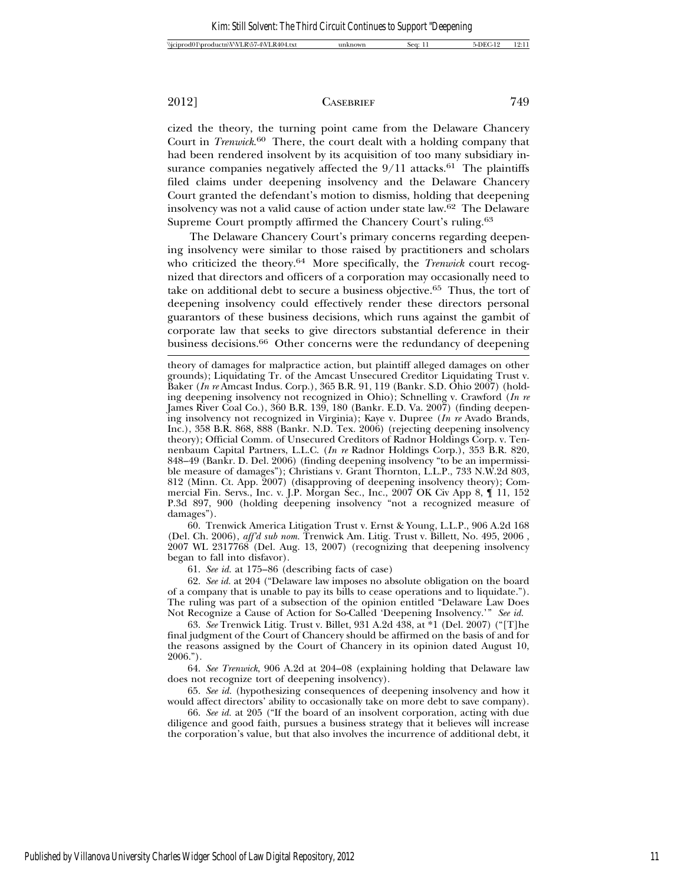cized the theory, the turning point came from the Delaware Chancery Court in *Trenwick*.[60] There, the court dealt with a holding company that had been rendered insolvent by its acquisition of too many subsidiary insurance companies negatively affected the 9/11 attacks.[61] The plaintiffs filed claims under deepening insolvency and the Delaware Chancery Court granted the defendant's motion to dismiss, holding that deepening insolvency was not a valid cause of action under state law.[62] The Delaware Supreme Court promptly affirmed the Chancery Court's ruling.[63]

The Delaware Chancery Court's primary concerns regarding deepening insolvency were similar to those raised by practitioners and scholars who criticized the theory.[64] More specifically, the *Trenwick* court recognized that directors and officers of a corporation may occasionally need to take on additional debt to secure a business objective.[65] Thus, the tort of deepening insolvency could effectively render these directors personal guarantors of these business decisions, which runs against the gambit of corporate law that seeks to give directors substantial deference in their business decisions.[66] Other concerns were the redundancy of deepening

---

theory of damages for malpractice action, but plaintiff alleged damages on other grounds); Liquidating Tr. of the Amcast Unsecured Creditor Liquidating Trust v. Baker (*In re* Amcast Indus. Corp.), 365 B.R. 91, 119 (Bankr. S.D. Ohio 2007) (holding deepening insolvency not recognized in Ohio); Schnelling v. Crawford (*In re* James River Coal Co.), 360 B.R. 139, 180 (Bankr. E.D. Va. 2007) (finding deepening insolvency not recognized in Virginia); Kaye v. Dupree (*In re* Avado Brands, Inc.), 358 B.R. 868, 888 (Bankr. N.D. Tex. 2006) (rejecting deepening insolvency theory); Official Comm. of Unsecured Creditors of Radnor Holdings Corp. v. Tennenbaum Capital Partners, L.L.C. (*In re* Radnor Holdings Corp.), 353 B.R. 820, 848–49 (Bankr. D. Del. 2006) (finding deepening insolvency "to be an impermissible measure of damages"); Christians v. Grant Thornton, L.L.P., 733 N.W.2d 803, 812 (Minn. Ct. App. 2007) (disapproving of deepening insolvency theory); Commercial Fin. Servs., Inc. v. J.P. Morgan Sec., Inc., 2007 OK Civ App 8, ¶ 11, 152 P.3d 897, 900 (holding deepening insolvency "not a recognized measure of damages").

60. Trenwick America Litigation Trust v. Ernst & Young, L.L.P., 906 A.2d 168 (Del. Ch. 2006), *aff'd sub nom.* Trenwick Am. Litig. Trust v. Billett, No. 495, 2006 , 2007 WL 2317768 (Del. Aug. 13, 2007) (recognizing that deepening insolvency began to fall into disfavor).

61. *See id.* at 175–86 (describing facts of case)

62. *See id.* at 204 ("Delaware law imposes no absolute obligation on the board of a company that is unable to pay its bills to cease operations and to liquidate."). The ruling was part of a subsection of the opinion entitled "Delaware Law Does Not Recognize a Cause of Action for So-Called 'Deepening Insolvency.'" *See id.*

63. *See* Trenwick Litig. Trust v. Billet, 931 A.2d 438, at *1 (Del. 2007) ("[T]he final judgment of the Court of Chancery should be affirmed on the basis of and for the reasons assigned by the Court of Chancery in its opinion dated August 10, 2006.").

64. *See Trenwick*, 906 A.2d at 204–08 (explaining holding that Delaware law does not recognize tort of deepening insolvency).

65. *See id.* (hypothesizing consequences of deepening insolvency and how it would affect directors' ability to occasionally take on more debt to save company).

66. *See id.* at 205 ("If the board of an insolvent corporation, acting with due diligence and good faith, pursues a business strategy that it believes will increase the corporation's value, but that also involves the incurrence of additional debt, it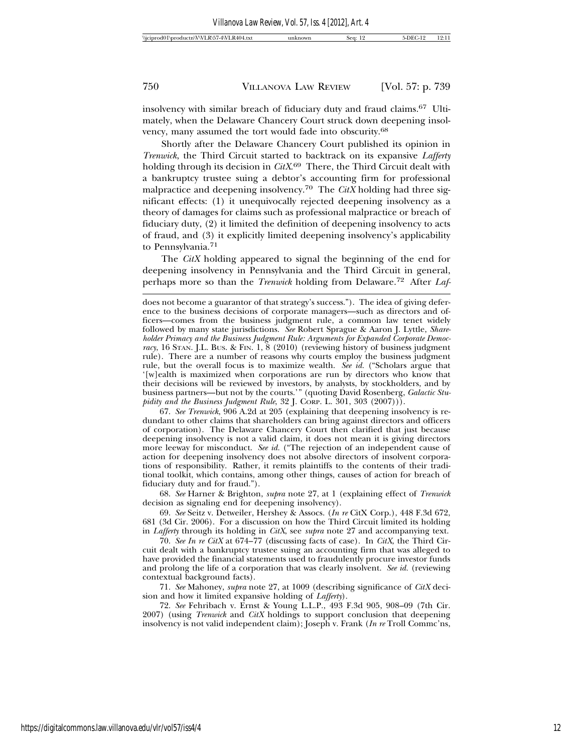insolvency with similar breach of fiduciary duty and fraud claims.[67] Ultimately, when the Delaware Chancery Court struck down deepening insolvency, many assumed the tort would fade into obscurity.[68]

Shortly after the Delaware Chancery Court published its opinion in *Trenwick*, the Third Circuit started to backtrack on its expansive *Lafferty* holding through its decision in *CitX*.[69] There, the Third Circuit dealt with a bankruptcy trustee suing a debtor's accounting firm for professional malpractice and deepening insolvency.[70] The *CitX* holding had three significant effects: (1) it unequivocally rejected deepening insolvency as a theory of damages for claims such as professional malpractice or breach of fiduciary duty, (2) it limited the definition of deepening insolvency to acts of fraud, and (3) it explicitly limited deepening insolvency's applicability to Pennsylvania.[71]

The *CitX* holding appeared to signal the beginning of the end for deepening insolvency in Pennsylvania and the Third Circuit in general, perhaps more so than the *Trenwick* holding from Delaware.[72] After *Laf-*

---

does not become a guarantor of that strategy's success."). The idea of giving deference to the business decisions of corporate managers—such as directors and officers—comes from the business judgment rule, a common law tenet widely followed by many state jurisdictions. *See* Robert Sprague & Aaron J. Lyttle, *Shareholder Primacy and the Business Judgment Rule: Arguments for Expanded Corporate Democracy*, 16 STAN. J.L. BUS. & FIN. 1, 8 (2010) (reviewing history of business judgment rule). There are a number of reasons why courts employ the business judgment rule, but the overall focus is to maximize wealth. *See id.* ("Scholars argue that '[w]ealth is maximized when corporations are run by directors who know that their decisions will be reviewed by investors, by analysts, by stockholders, and by business partners—but not by the courts.'" (quoting David Rosenberg, *Galactic Stupidity and the Business Judgment Rule*, 32 J. CORP. L. 301, 303 (2007))).

67. *See Trenwick*, 906 A.2d at 205 (explaining that deepening insolvency is redundant to other claims that shareholders can bring against directors and officers of corporation). The Delaware Chancery Court then clarified that just because deepening insolvency is not a valid claim, it does not mean it is giving directors more leeway for misconduct. *See id.* ("The rejection of an independent cause of action for deepening insolvency does not absolve directors of insolvent corporations of responsibility. Rather, it remits plaintiffs to the contents of their traditional toolkit, which contains, among other things, causes of action for breach of fiduciary duty and for fraud.").

68. *See* Harner & Brighton, *supra* note 27, at 1 (explaining effect of *Trenwick* decision as signaling end for deepening insolvency).

69. *See* Seitz v. Detweiler, Hershey & Assocs. (*In re* CitX Corp.), 448 F.3d 672, 681 (3d Cir. 2006). For a discussion on how the Third Circuit limited its holding in *Lafferty* through its holding in *CitX*, see *supra* note 27 and accompanying text.

70. *See In re CitX* at 674–77 (discussing facts of case). In *CitX*, the Third Circuit dealt with a bankruptcy trustee suing an accounting firm that was alleged to have provided the financial statements used to fraudulently procure investor funds and prolong the life of a corporation that was clearly insolvent. *See id.* (reviewing contextual background facts).

71. *See* Mahoney, *supra* note 27, at 1009 (describing significance of *CitX* decision and how it limited expansive holding of *Lafferty*).

72. *See* Fehribach v. Ernst & Young L.L.P., 493 F.3d 905, 908–09 (7th Cir. 2007) (using *Trenwick* and *CitX* holdings to support conclusion that deepening insolvency is not valid independent claim); Joseph v. Frank (*In re* Troll Commc'ns,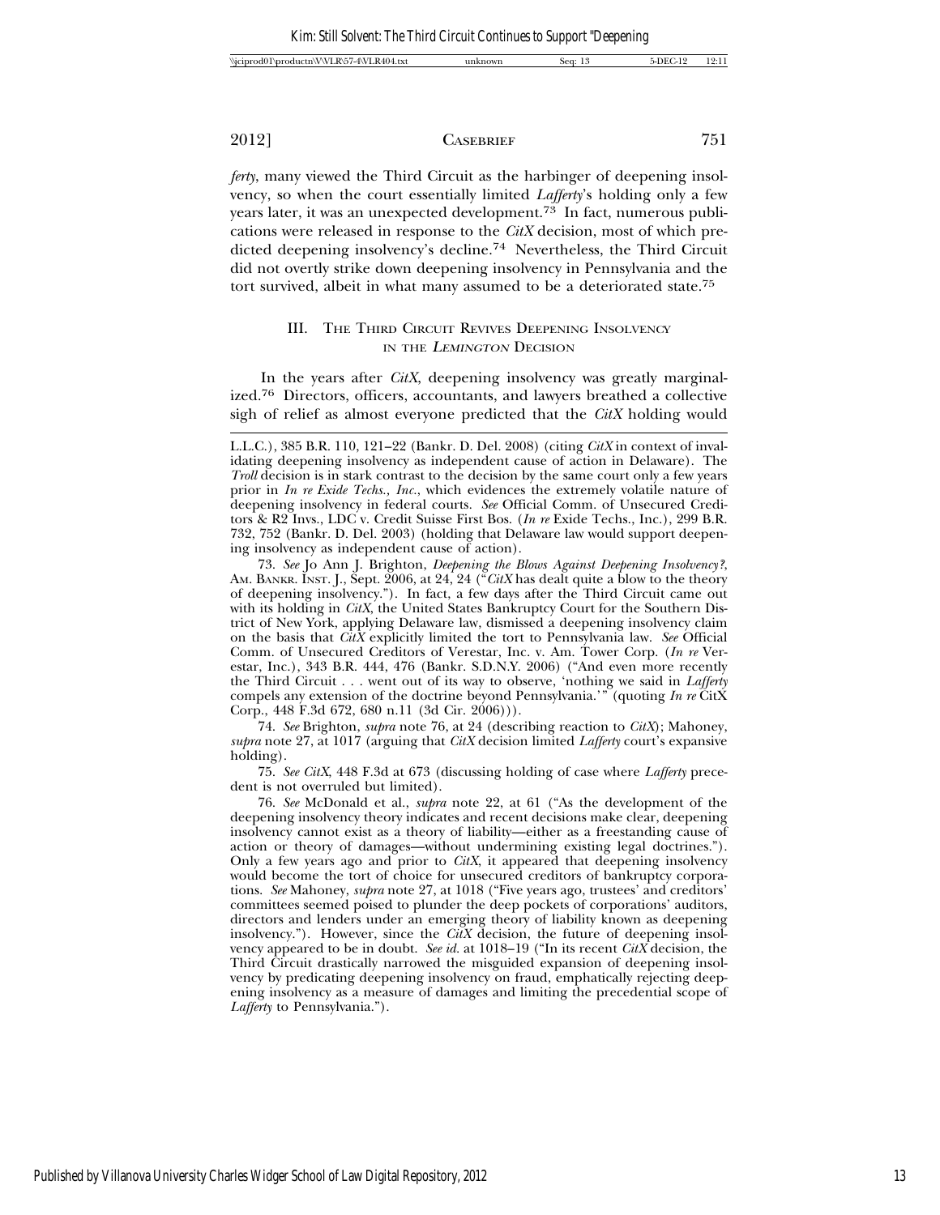*ferty*, many viewed the Third Circuit as the harbinger of deepening insolvency, so when the court essentially limited *Lafferty*'s holding only a few years later, it was an unexpected development.[73] In fact, numerous publications were released in response to the *CitX* decision, most of which predicted deepening insolvency's decline.[74] Nevertheless, the Third Circuit did not overtly strike down deepening insolvency in Pennsylvania and the tort survived, albeit in what many assumed to be a deteriorated state.[75]

## III. The Third Circuit Revives Deepening Insolvency in the *Lemington* Decision

In the years after *CitX*, deepening insolvency was greatly marginalized.[76] Directors, officers, accountants, and lawyers breathed a collective sigh of relief as almost everyone predicted that the *CitX* holding would

---

L.L.C.), 385 B.R. 110, 121–22 (Bankr. D. Del. 2008) (citing *CitX* in context of invalidating deepening insolvency as independent cause of action in Delaware). The *Troll* decision is in stark contrast to the decision by the same court only a few years prior in *In re Exide Techs., Inc.*, which evidences the extremely volatile nature of deepening insolvency in federal courts. *See* Official Comm. of Unsecured Creditors & R2 Invs., LDC v. Credit Suisse First Bos. (*In re* Exide Techs., Inc.), 299 B.R. 732, 752 (Bankr. D. Del. 2003) (holding that Delaware law would support deepening insolvency as independent cause of action).

73. *See* Jo Ann J. Brighton, *Deepening the Blows Against Deepening Insolvency?*, Am. Bankr. Inst. J., Sept. 2006, at 24, 24 ("*CitX* has dealt quite a blow to the theory of deepening insolvency."). In fact, a few days after the Third Circuit came out with its holding in *CitX*, the United States Bankruptcy Court for the Southern District of New York, applying Delaware law, dismissed a deepening insolvency claim on the basis that *CitX* explicitly limited the tort to Pennsylvania law. *See* Official Comm. of Unsecured Creditors of Verestar, Inc. v. Am. Tower Corp. (*In re* Verestar, Inc.), 343 B.R. 444, 476 (Bankr. S.D.N.Y. 2006) ("And even more recently the Third Circuit . . . went out of its way to observe, 'nothing we said in *Lafferty* compels any extension of the doctrine beyond Pennsylvania.'" (quoting *In re* CitX Corp., 448 F.3d 672, 680 n.11 (3d Cir. 2006))).

74. *See* Brighton, *supra* note 76, at 24 (describing reaction to *CitX*); Mahoney, *supra* note 27, at 1017 (arguing that *CitX* decision limited *Lafferty* court's expansive holding).

75. *See CitX*, 448 F.3d at 673 (discussing holding of case where *Lafferty* precedent is not overruled but limited).

76. *See* McDonald et al., *supra* note 22, at 61 ("As the development of the deepening insolvency theory indicates and recent decisions make clear, deepening insolvency cannot exist as a theory of liability—either as a freestanding cause of action or theory of damages—without undermining existing legal doctrines."). Only a few years ago and prior to *CitX*, it appeared that deepening insolvency would become the tort of choice for unsecured creditors of bankruptcy corporations. *See* Mahoney, *supra* note 27, at 1018 ("Five years ago, trustees' and creditors' committees seemed poised to plunder the deep pockets of corporations' auditors, directors and lenders under an emerging theory of liability known as deepening insolvency."). However, since the *CitX* decision, the future of deepening insolvency appeared to be in doubt. *See id.* at 1018–19 ("In its recent *CitX* decision, the Third Circuit drastically narrowed the misguided expansion of deepening insolvency by predicating deepening insolvency on fraud, emphatically rejecting deepening insolvency as a measure of damages and limiting the precedential scope of *Lafferty* to Pennsylvania.").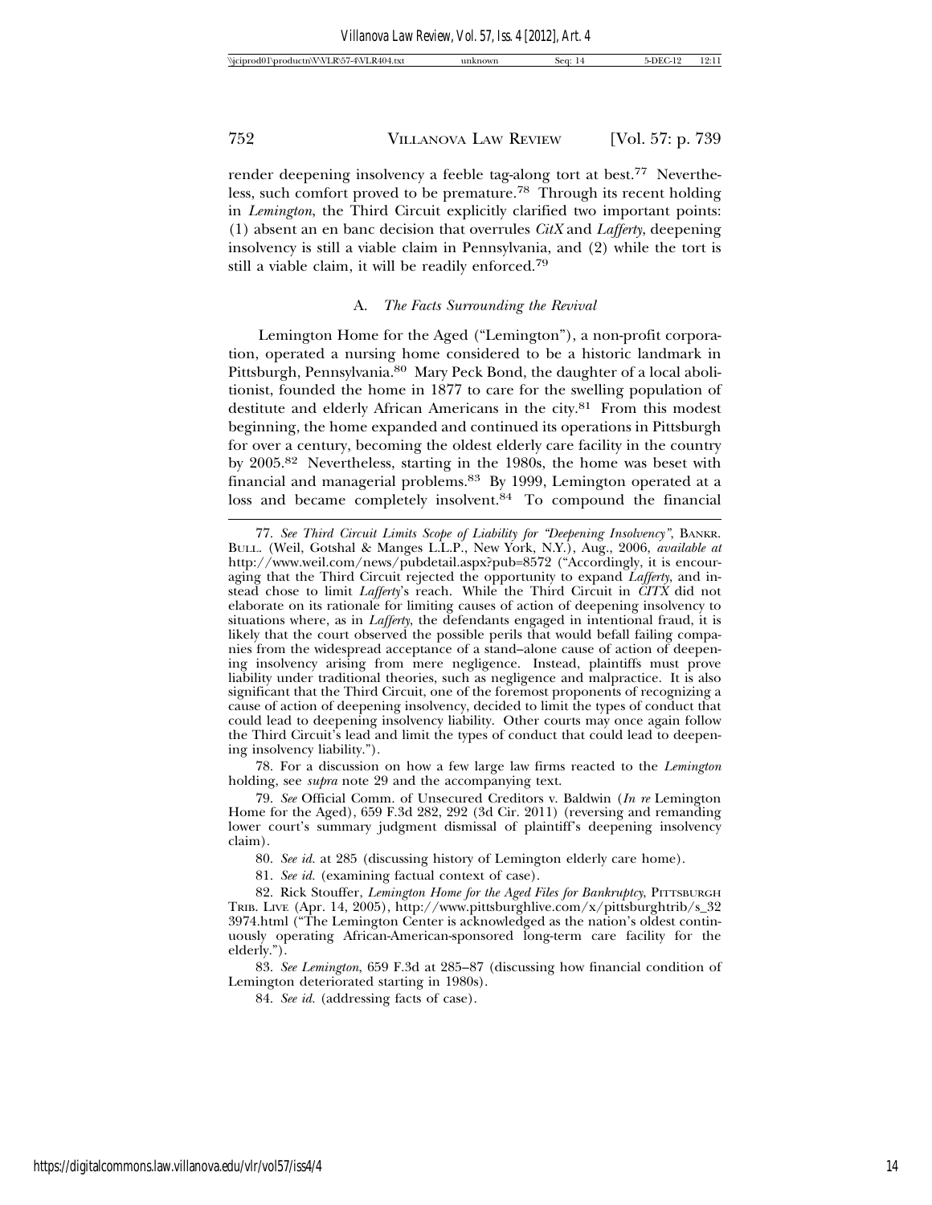render deepening insolvency a feeble tag-along tort at best.[77] Nevertheless, such comfort proved to be premature.[78] Through its recent holding in *Lemington*, the Third Circuit explicitly clarified two important points: (1) absent an en banc decision that overrules *CitX* and *Lafferty*, deepening insolvency is still a viable claim in Pennsylvania, and (2) while the tort is still a viable claim, it will be readily enforced.[79]

### A. *The Facts Surrounding the Revival*

Lemington Home for the Aged ("Lemington"), a non-profit corporation, operated a nursing home considered to be a historic landmark in Pittsburgh, Pennsylvania.[80] Mary Peck Bond, the daughter of a local abolitionist, founded the home in 1877 to care for the swelling population of destitute and elderly African Americans in the city.[81] From this modest beginning, the home expanded and continued its operations in Pittsburgh for over a century, becoming the oldest elderly care facility in the country by 2005.[82] Nevertheless, starting in the 1980s, the home was beset with financial and managerial problems.[83] By 1999, Lemington operated at a loss and became completely insolvent.[84] To compound the financial

---

77. *See Third Circuit Limits Scope of Liability for "Deepening Insolvency"*, BANKR. BULL. (Weil, Gotshal & Manges L.L.P., New York, N.Y.), Aug., 2006, *available at* http://www.weil.com/news/pubdetail.aspx?pub=8572 ("Accordingly, it is encouraging that the Third Circuit rejected the opportunity to expand *Lafferty*, and instead chose to limit *Lafferty*'s reach. While the Third Circuit in *CITX* did not elaborate on its rationale for limiting causes of action of deepening insolvency to situations where, as in *Lafferty*, the defendants engaged in intentional fraud, it is likely that the court observed the possible perils that would befall failing companies from the widespread acceptance of a stand–alone cause of action of deepening insolvency arising from mere negligence. Instead, plaintiffs must prove liability under traditional theories, such as negligence and malpractice. It is also significant that the Third Circuit, one of the foremost proponents of recognizing a cause of action of deepening insolvency, decided to limit the types of conduct that could lead to deepening insolvency liability. Other courts may once again follow the Third Circuit's lead and limit the types of conduct that could lead to deepening insolvency liability.").

78. For a discussion on how a few large law firms reacted to the *Lemington* holding, see *supra* note 29 and the accompanying text.

79. *See* Official Comm. of Unsecured Creditors v. Baldwin (*In re* Lemington Home for the Aged), 659 F.3d 282, 292 (3d Cir. 2011) (reversing and remanding lower court's summary judgment dismissal of plaintiff's deepening insolvency claim).

80. *See id.* at 285 (discussing history of Lemington elderly care home).

81. *See id.* (examining factual context of case).

82. Rick Stouffer, *Lemington Home for the Aged Files for Bankruptcy*, PITTSBURGH TRIB. LIVE (Apr. 14, 2005), http://www.pittsburghlive.com/x/pittsburghtrib/s_323974.html ("The Lemington Center is acknowledged as the nation's oldest continuously operating African-American-sponsored long-term care facility for the elderly.").

83. *See Lemington*, 659 F.3d at 285–87 (discussing how financial condition of Lemington deteriorated starting in 1980s).

84. *See id.* (addressing facts of case).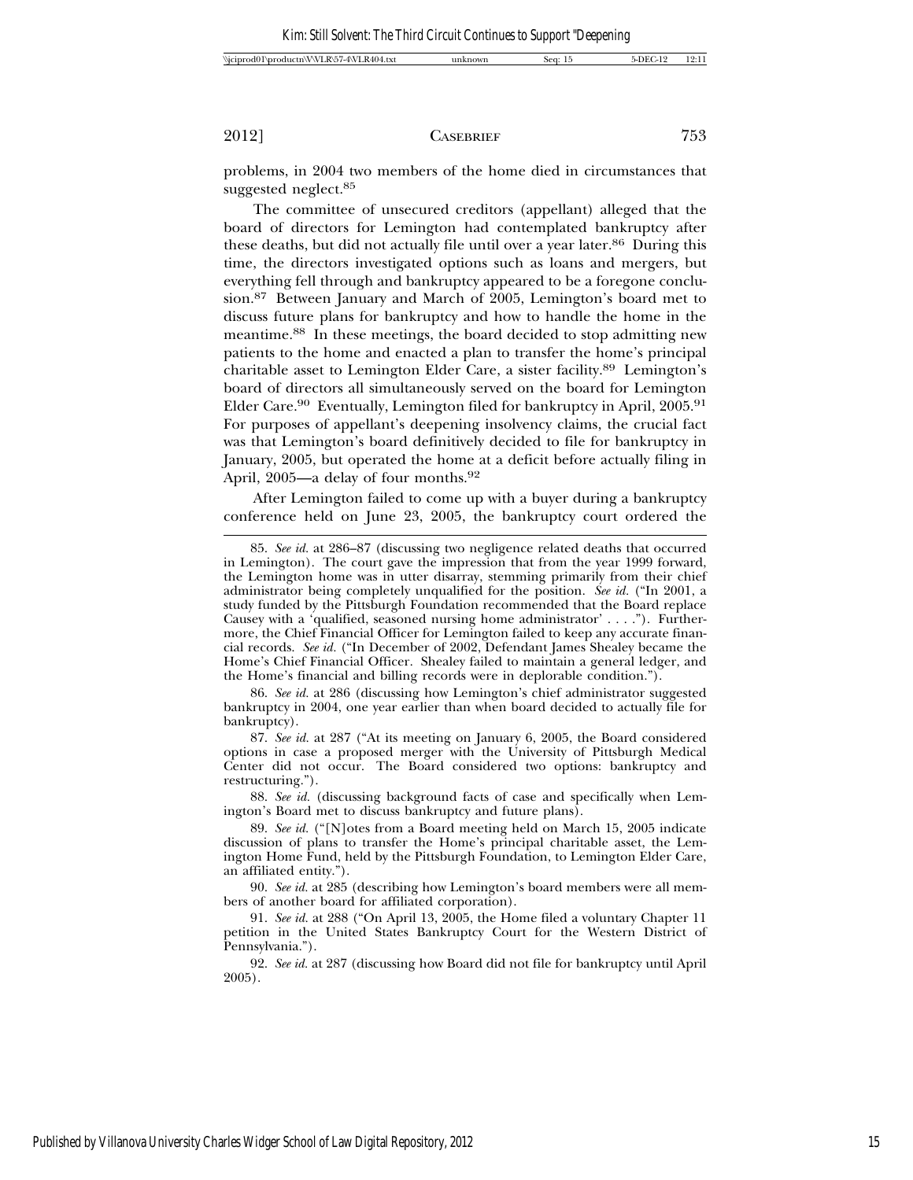problems, in 2004 two members of the home died in circumstances that suggested neglect.[85]

The committee of unsecured creditors (appellant) alleged that the board of directors for Lemington had contemplated bankruptcy after these deaths, but did not actually file until over a year later.[86] During this time, the directors investigated options such as loans and mergers, but everything fell through and bankruptcy appeared to be a foregone conclusion.[87] Between January and March of 2005, Lemington's board met to discuss future plans for bankruptcy and how to handle the home in the meantime.[88] In these meetings, the board decided to stop admitting new patients to the home and enacted a plan to transfer the home's principal charitable asset to Lemington Elder Care, a sister facility.[89] Lemington's board of directors all simultaneously served on the board for Lemington Elder Care.[90] Eventually, Lemington filed for bankruptcy in April, 2005.[91] For purposes of appellant's deepening insolvency claims, the crucial fact was that Lemington's board definitively decided to file for bankruptcy in January, 2005, but operated the home at a deficit before actually filing in April, 2005—a delay of four months.[92]

After Lemington failed to come up with a buyer during a bankruptcy conference held on June 23, 2005, the bankruptcy court ordered the

---

85. *See id.* at 286–87 (discussing two negligence related deaths that occurred in Lemington). The court gave the impression that from the year 1999 forward, the Lemington home was in utter disarray, stemming primarily from their chief administrator being completely unqualified for the position. *See id.* ("In 2001, a study funded by the Pittsburgh Foundation recommended that the Board replace Causey with a 'qualified, seasoned nursing home administrator' . . . ."). Furthermore, the Chief Financial Officer for Lemington failed to keep any accurate financial records. *See id.* ("In December of 2002, Defendant James Shealey became the Home's Chief Financial Officer. Shealey failed to maintain a general ledger, and the Home's financial and billing records were in deplorable condition.").

86. *See id.* at 286 (discussing how Lemington's chief administrator suggested bankruptcy in 2004, one year earlier than when board decided to actually file for bankruptcy).

87. *See id.* at 287 ("At its meeting on January 6, 2005, the Board considered options in case a proposed merger with the University of Pittsburgh Medical Center did not occur. The Board considered two options: bankruptcy and restructuring.").

88. *See id.* (discussing background facts of case and specifically when Lemington's Board met to discuss bankruptcy and future plans).

89. *See id.* ("[N]otes from a Board meeting held on March 15, 2005 indicate discussion of plans to transfer the Home's principal charitable asset, the Lemington Home Fund, held by the Pittsburgh Foundation, to Lemington Elder Care, an affiliated entity.").

90. *See id.* at 285 (describing how Lemington's board members were all members of another board for affiliated corporation).

91. *See id.* at 288 ("On April 13, 2005, the Home filed a voluntary Chapter 11 petition in the United States Bankruptcy Court for the Western District of Pennsylvania.").

92. *See id.* at 287 (discussing how Board did not file for bankruptcy until April 2005).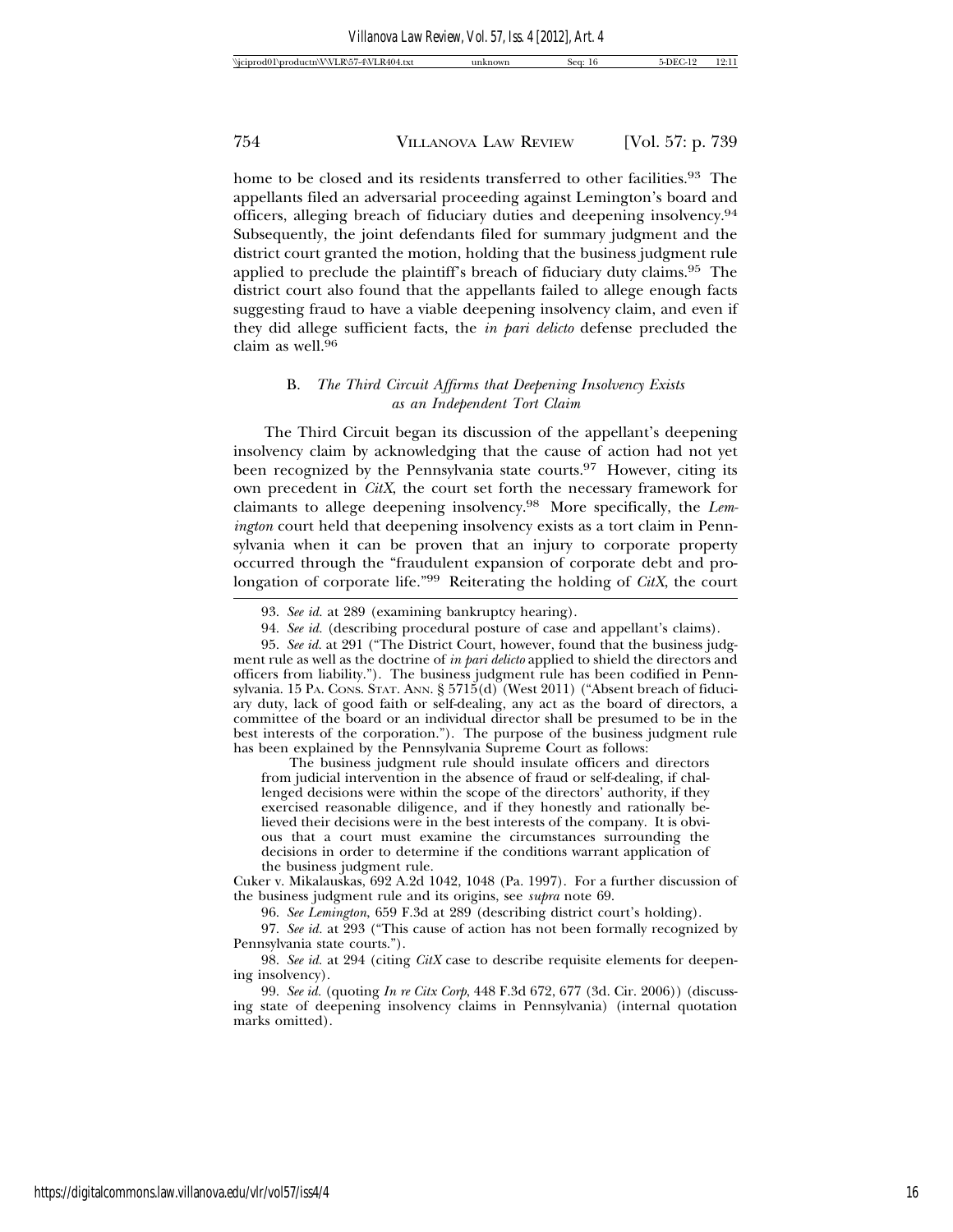home to be closed and its residents transferred to other facilities.[93] The appellants filed an adversarial proceeding against Lemington's board and officers, alleging breach of fiduciary duties and deepening insolvency.[94] Subsequently, the joint defendants filed for summary judgment and the district court granted the motion, holding that the business judgment rule applied to preclude the plaintiff's breach of fiduciary duty claims.[95] The district court also found that the appellants failed to allege enough facts suggesting fraud to have a viable deepening insolvency claim, and even if they did allege sufficient facts, the *in pari delicto* defense precluded the claim as well.[96]

### B. *The Third Circuit Affirms that Deepening Insolvency Exists as an Independent Tort Claim*

The Third Circuit began its discussion of the appellant's deepening insolvency claim by acknowledging that the cause of action had not yet been recognized by the Pennsylvania state courts.[97] However, citing its own precedent in *CitX*, the court set forth the necessary framework for claimants to allege deepening insolvency.[98] More specifically, the *Lemington* court held that deepening insolvency exists as a tort claim in Pennsylvania when it can be proven that an injury to corporate property occurred through the "fraudulent expansion of corporate debt and prolongation of corporate life."[99] Reiterating the holding of *CitX*, the court

---

93. *See id.* at 289 (examining bankruptcy hearing).

94. *See id.* (describing procedural posture of case and appellant's claims).

95. *See id.* at 291 ("The District Court, however, found that the business judgment rule as well as the doctrine of *in pari delicto* applied to shield the directors and officers from liability."). The business judgment rule has been codified in Pennsylvania. 15 PA. CONS. STAT. ANN. § 5715(d) (West 2011) ("Absent breach of fiduciary duty, lack of good faith or self-dealing, any act as the board of directors, a committee of the board or an individual director shall be presumed to be in the best interests of the corporation."). The purpose of the business judgment rule has been explained by the Pennsylvania Supreme Court as follows:

> The business judgment rule should insulate officers and directors from judicial intervention in the absence of fraud or self-dealing, if challenged decisions were within the scope of the directors' authority, if they exercised reasonable diligence, and if they honestly and rationally believed their decisions were in the best interests of the company. It is obvious that a court must examine the circumstances surrounding the decisions in order to determine if the conditions warrant application of the business judgment rule.

Cuker v. Mikalauskas, 692 A.2d 1042, 1048 (Pa. 1997). For a further discussion of the business judgment rule and its origins, see *supra* note 69.

96. *See Lemington*, 659 F.3d at 289 (describing district court's holding).

97. *See id.* at 293 ("This cause of action has not been formally recognized by Pennsylvania state courts.").

98. *See id.* at 294 (citing *CitX* case to describe requisite elements for deepening insolvency).

99. *See id.* (quoting *In re Citx Corp*, 448 F.3d 672, 677 (3d. Cir. 2006)) (discussing state of deepening insolvency claims in Pennsylvania) (internal quotation marks omitted).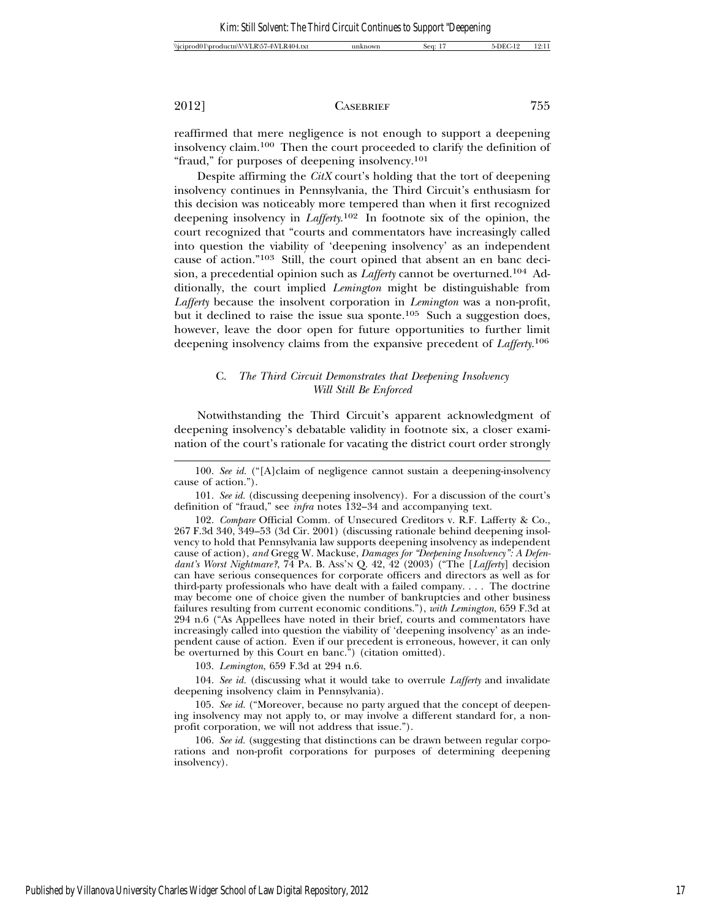reaffirmed that mere negligence is not enough to support a deepening insolvency claim.[100] Then the court proceeded to clarify the definition of "fraud," for purposes of deepening insolvency.[101]

Despite affirming the *CitX* court's holding that the tort of deepening insolvency continues in Pennsylvania, the Third Circuit's enthusiasm for this decision was noticeably more tempered than when it first recognized deepening insolvency in *Lafferty*.[102] In footnote six of the opinion, the court recognized that "courts and commentators have increasingly called into question the viability of 'deepening insolvency' as an independent cause of action."[103] Still, the court opined that absent an en banc decision, a precedential opinion such as *Lafferty* cannot be overturned.[104] Additionally, the court implied *Lemington* might be distinguishable from *Lafferty* because the insolvent corporation in *Lemington* was a non-profit, but it declined to raise the issue sua sponte.[105] Such a suggestion does, however, leave the door open for future opportunities to further limit deepening insolvency claims from the expansive precedent of *Lafferty*.[106]

### C. *The Third Circuit Demonstrates that Deepening Insolvency Will Still Be Enforced*

Notwithstanding the Third Circuit's apparent acknowledgment of deepening insolvency's debatable validity in footnote six, a closer examination of the court's rationale for vacating the district court order strongly

---

100. *See id.* ("[A]claim of negligence cannot sustain a deepening-insolvency cause of action.").

101. *See id.* (discussing deepening insolvency). For a discussion of the court's definition of "fraud," see *infra* notes 132–34 and accompanying text.

102. *Compare* Official Comm. of Unsecured Creditors v. R.F. Lafferty & Co., 267 F.3d 340, 349–53 (3d Cir. 2001) (discussing rationale behind deepening insolvency to hold that Pennsylvania law supports deepening insolvency as independent cause of action), *and* Gregg W. Mackuse, *Damages for "Deepening Insolvency": A Defendant's Worst Nightmare?*, 74 PA. B. ASS'N Q. 42, 42 (2003) ("The [*Lafferty*] decision can have serious consequences for corporate officers and directors as well as for third-party professionals who have dealt with a failed company. . . . The doctrine may become one of choice given the number of bankruptcies and other business failures resulting from current economic conditions."), *with Lemington*, 659 F.3d at 294 n.6 ("As Appellees have noted in their brief, courts and commentators have increasingly called into question the viability of 'deepening insolvency' as an independent cause of action. Even if our precedent is erroneous, however, it can only be overturned by this Court en banc.") (citation omitted).

103. *Lemington*, 659 F.3d at 294 n.6.

104. *See id.* (discussing what it would take to overrule *Lafferty* and invalidate deepening insolvency claim in Pennsylvania).

105. *See id.* ("Moreover, because no party argued that the concept of deepening insolvency may not apply to, or may involve a different standard for, a non-profit corporation, we will not address that issue.").

106. *See id.* (suggesting that distinctions can be drawn between regular corporations and non-profit corporations for purposes of determining deepening insolvency).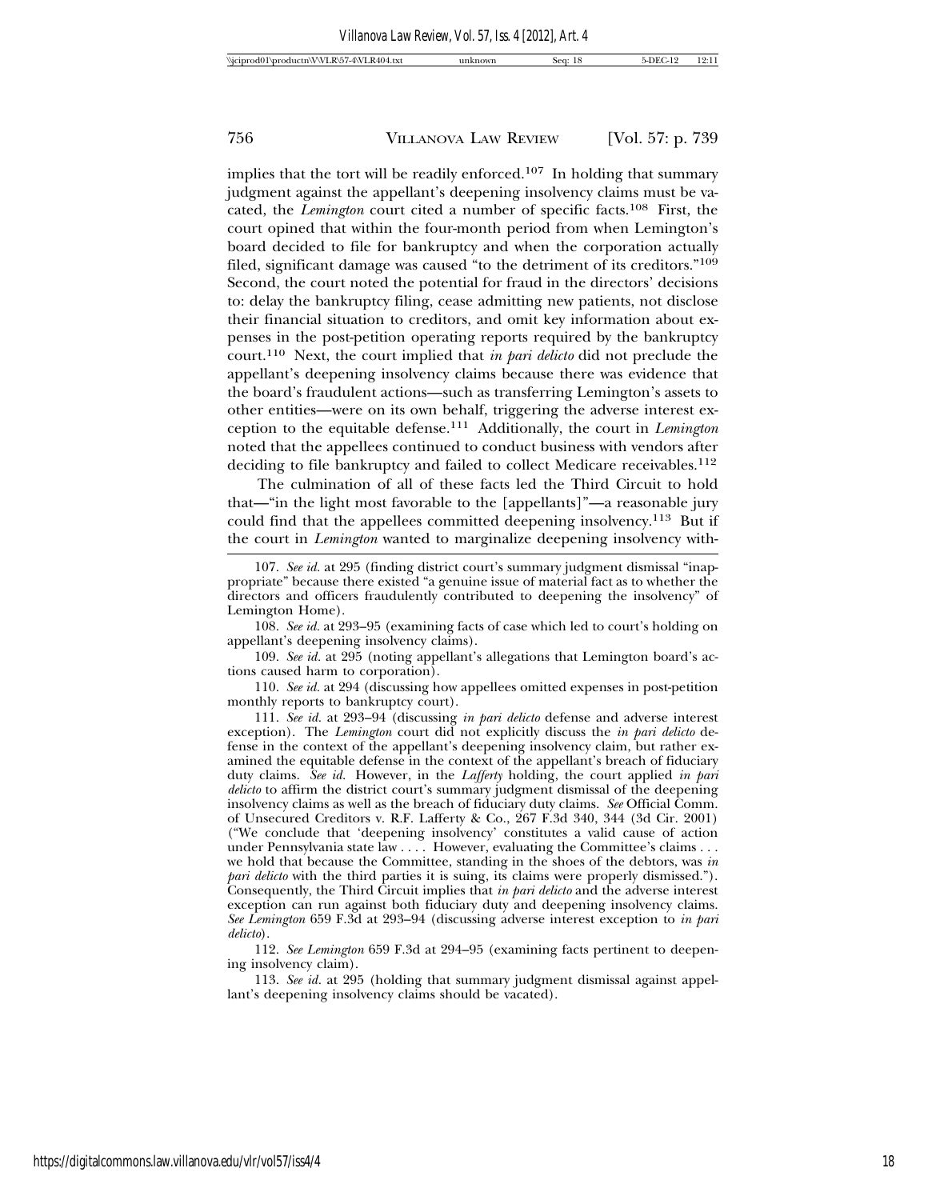implies that the tort will be readily enforced.[107] In holding that summary judgment against the appellant's deepening insolvency claims must be vacated, the *Lemington* court cited a number of specific facts.[108] First, the court opined that within the four-month period from when Lemington's board decided to file for bankruptcy and when the corporation actually filed, significant damage was caused "to the detriment of its creditors."[109] Second, the court noted the potential for fraud in the directors' decisions to: delay the bankruptcy filing, cease admitting new patients, not disclose their financial situation to creditors, and omit key information about expenses in the post-petition operating reports required by the bankruptcy court.[110] Next, the court implied that *in pari delicto* did not preclude the appellant's deepening insolvency claims because there was evidence that the board's fraudulent actions—such as transferring Lemington's assets to other entities—were on its own behalf, triggering the adverse interest exception to the equitable defense.[111] Additionally, the court in *Lemington* noted that the appellees continued to conduct business with vendors after deciding to file bankruptcy and failed to collect Medicare receivables.[112]

The culmination of all of these facts led the Third Circuit to hold that—"in the light most favorable to the [appellants]"—a reasonable jury could find that the appellees committed deepening insolvency.[113] But if the court in *Lemington* wanted to marginalize deepening insolvency with-

---

107. *See id.* at 295 (finding district court's summary judgment dismissal "inappropriate" because there existed "a genuine issue of material fact as to whether the directors and officers fraudulently contributed to deepening the insolvency" of Lemington Home).

108. *See id.* at 293–95 (examining facts of case which led to court's holding on appellant's deepening insolvency claims).

109. *See id.* at 295 (noting appellant's allegations that Lemington board's actions caused harm to corporation).

110. *See id.* at 294 (discussing how appellees omitted expenses in post-petition monthly reports to bankruptcy court).

111. *See id.* at 293–94 (discussing *in pari delicto* defense and adverse interest exception). The *Lemington* court did not explicitly discuss the *in pari delicto* defense in the context of the appellant's deepening insolvency claim, but rather examined the equitable defense in the context of the appellant's breach of fiduciary duty claims. *See id.* However, in the *Lafferty* holding, the court applied *in pari delicto* to affirm the district court's summary judgment dismissal of the deepening insolvency claims as well as the breach of fiduciary duty claims. *See* Official Comm. of Unsecured Creditors v. R.F. Lafferty & Co., 267 F.3d 340, 344 (3d Cir. 2001) ("We conclude that 'deepening insolvency' constitutes a valid cause of action under Pennsylvania state law . . . . However, evaluating the Committee's claims . . . we hold that because the Committee, standing in the shoes of the debtors, was *in pari delicto* with the third parties it is suing, its claims were properly dismissed."). Consequently, the Third Circuit implies that *in pari delicto* and the adverse interest exception can run against both fiduciary duty and deepening insolvency claims. *See Lemington* 659 F.3d at 293–94 (discussing adverse interest exception to *in pari delicto*).

112. *See Lemington* 659 F.3d at 294–95 (examining facts pertinent to deepening insolvency claim).

113. *See id.* at 295 (holding that summary judgment dismissal against appellant's deepening insolvency claims should be vacated).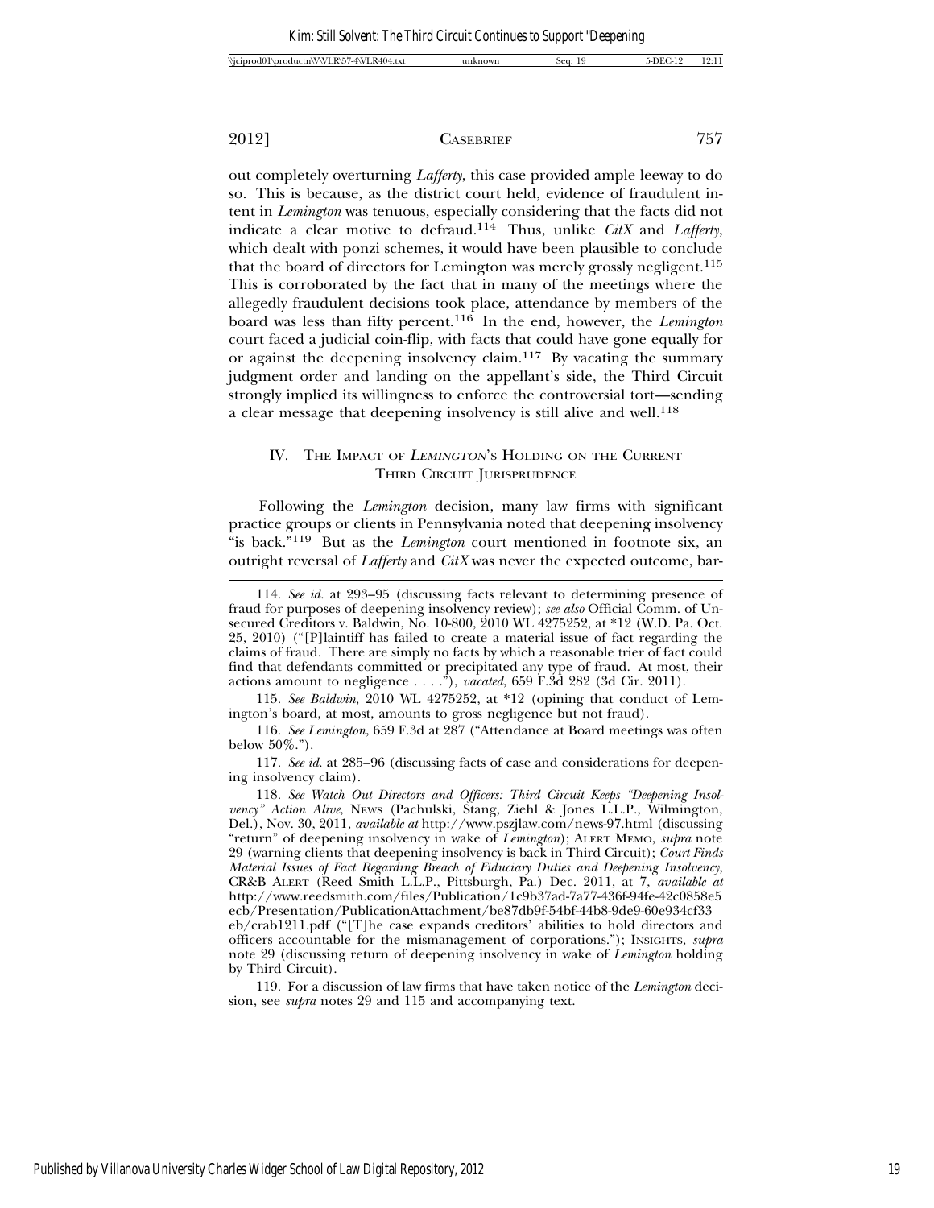out completely overturning *Lafferty*, this case provided ample leeway to do so. This is because, as the district court held, evidence of fraudulent intent in *Lemington* was tenuous, especially considering that the facts did not indicate a clear motive to defraud.[114] Thus, unlike *CitX* and *Lafferty*, which dealt with ponzi schemes, it would have been plausible to conclude that the board of directors for Lemington was merely grossly negligent.[115] This is corroborated by the fact that in many of the meetings where the allegedly fraudulent decisions took place, attendance by members of the board was less than fifty percent.[116] In the end, however, the *Lemington* court faced a judicial coin-flip, with facts that could have gone equally for or against the deepening insolvency claim.[117] By vacating the summary judgment order and landing on the appellant's side, the Third Circuit strongly implied its willingness to enforce the controversial tort—sending a clear message that deepening insolvency is still alive and well.[118]

## IV. The Impact of *Lemington*'s Holding on the Current Third Circuit Jurisprudence

Following the *Lemington* decision, many law firms with significant practice groups or clients in Pennsylvania noted that deepening insolvency "is back."[119] But as the *Lemington* court mentioned in footnote six, an outright reversal of *Lafferty* and *CitX* was never the expected outcome, bar-

---

114. *See id.* at 293–95 (discussing facts relevant to determining presence of fraud for purposes of deepening insolvency review); *see also* Official Comm. of Unsecured Creditors v. Baldwin, No. 10-800, 2010 WL 4275252, at *12 (W.D. Pa. Oct. 25, 2010) ("[P]laintiff has failed to create a material issue of fact regarding the claims of fraud. There are simply no facts by which a reasonable trier of fact could find that defendants committed or precipitated any type of fraud. At most, their actions amount to negligence . . . ."), *vacated*, 659 F.3d 282 (3d Cir. 2011).

115. *See Baldwin*, 2010 WL 4275252, at *12 (opining that conduct of Lemington's board, at most, amounts to gross negligence but not fraud).

116. *See Lemington*, 659 F.3d at 287 ("Attendance at Board meetings was often below 50%.").

117. *See id.* at 285–96 (discussing facts of case and considerations for deepening insolvency claim).

118. *See Watch Out Directors and Officers: Third Circuit Keeps "Deepening Insolvency" Action Alive*, News (Pachulski, Stang, Ziehl & Jones L.L.P., Wilmington, Del.), Nov. 30, 2011, *available at* http://www.pszjlaw.com/news-97.html (discussing "return" of deepening insolvency in wake of *Lemington*); Alert Memo, *supra* note 29 (warning clients that deepening insolvency is back in Third Circuit); *Court Finds Material Issues of Fact Regarding Breach of Fiduciary Duties and Deepening Insolvency*, CR&B Alert (Reed Smith L.L.P., Pittsburgh, Pa.) Dec. 2011, at 7, *available at* http://www.reedsmith.com/files/Publication/1c9b37ad-7a77-436f-94fe-42c0858e5ecb/Presentation/PublicationAttachment/be87db9f-54bf-44b8-9de9-60e934cf33eb/crab1211.pdf ("[T]he case expands creditors' abilities to hold directors and officers accountable for the mismanagement of corporations."); Insights, *supra* note 29 (discussing return of deepening insolvency in wake of *Lemington* holding by Third Circuit).

119. For a discussion of law firms that have taken notice of the *Lemington* decision, see *supra* notes 29 and 115 and accompanying text.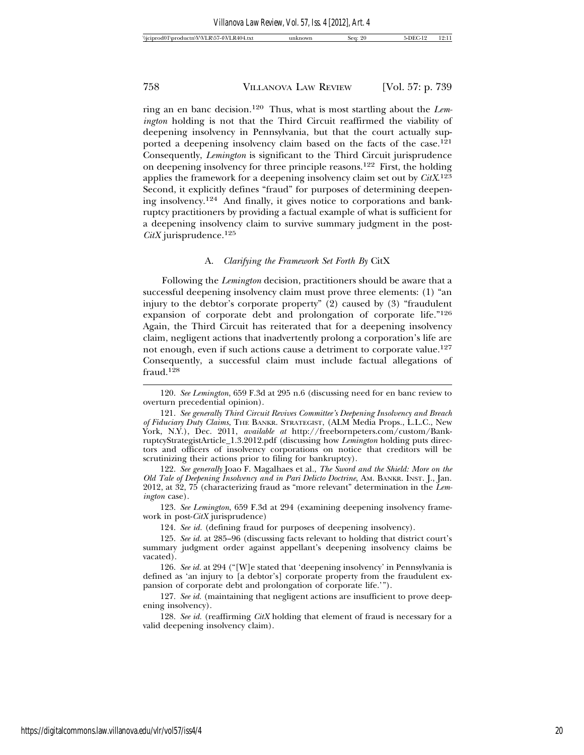ring an en banc decision.[120] Thus, what is most startling about the *Lemington* holding is not that the Third Circuit reaffirmed the viability of deepening insolvency in Pennsylvania, but that the court actually supported a deepening insolvency claim based on the facts of the case.[121] Consequently, *Lemington* is significant to the Third Circuit jurisprudence on deepening insolvency for three principle reasons.[122] First, the holding applies the framework for a deepening insolvency claim set out by *CitX*.[123] Second, it explicitly defines "fraud" for purposes of determining deepening insolvency.[124] And finally, it gives notice to corporations and bankruptcy practitioners by providing a factual example of what is sufficient for a deepening insolvency claim to survive summary judgment in the post-*CitX* jurisprudence.[125]

### A. *Clarifying the Framework Set Forth By* CitX

Following the *Lemington* decision, practitioners should be aware that a successful deepening insolvency claim must prove three elements: (1) "an injury to the debtor's corporate property" (2) caused by (3) "fraudulent expansion of corporate debt and prolongation of corporate life."[126] Again, the Third Circuit has reiterated that for a deepening insolvency claim, negligent actions that inadvertently prolong a corporation's life are not enough, even if such actions cause a detriment to corporate value.[127] Consequently, a successful claim must include factual allegations of fraud.[128]

---

120. *See Lemington*, 659 F.3d at 295 n.6 (discussing need for en banc review to overturn precedential opinion).

121. *See generally Third Circuit Revives Committee's Deepening Insolvency and Breach of Fiduciary Duty Claims*, THE BANKR. STRATEGIST, (ALM Media Props., L.L.C., New York, N.Y.), Dec. 2011, *available at* http://freebornpeters.com/custom/BankruptcyStrategistArticle_1.3.2012.pdf (discussing how *Lemington* holding puts directors and officers of insolvency corporations on notice that creditors will be scrutinizing their actions prior to filing for bankruptcy).

122. *See generally* Joao F. Magalhaes et al., *The Sword and the Shield: More on the Old Tale of Deepening Insolvency and in Pari Delicto Doctrine*, AM. BANKR. INST. J., Jan. 2012, at 32, 75 (characterizing fraud as "more relevant" determination in the *Lemington* case).

123. *See Lemington*, 659 F.3d at 294 (examining deepening insolvency framework in post-*CitX* jurisprudence)

124. *See id.* (defining fraud for purposes of deepening insolvency).

125. *See id.* at 285–96 (discussing facts relevant to holding that district court's summary judgment order against appellant's deepening insolvency claims be vacated).

126. *See id.* at 294 ("[W]e stated that 'deepening insolvency' in Pennsylvania is defined as 'an injury to [a debtor's] corporate property from the fraudulent expansion of corporate debt and prolongation of corporate life.'").

127. *See id.* (maintaining that negligent actions are insufficient to prove deepening insolvency).

128. *See id.* (reaffirming *CitX* holding that element of fraud is necessary for a valid deepening insolvency claim).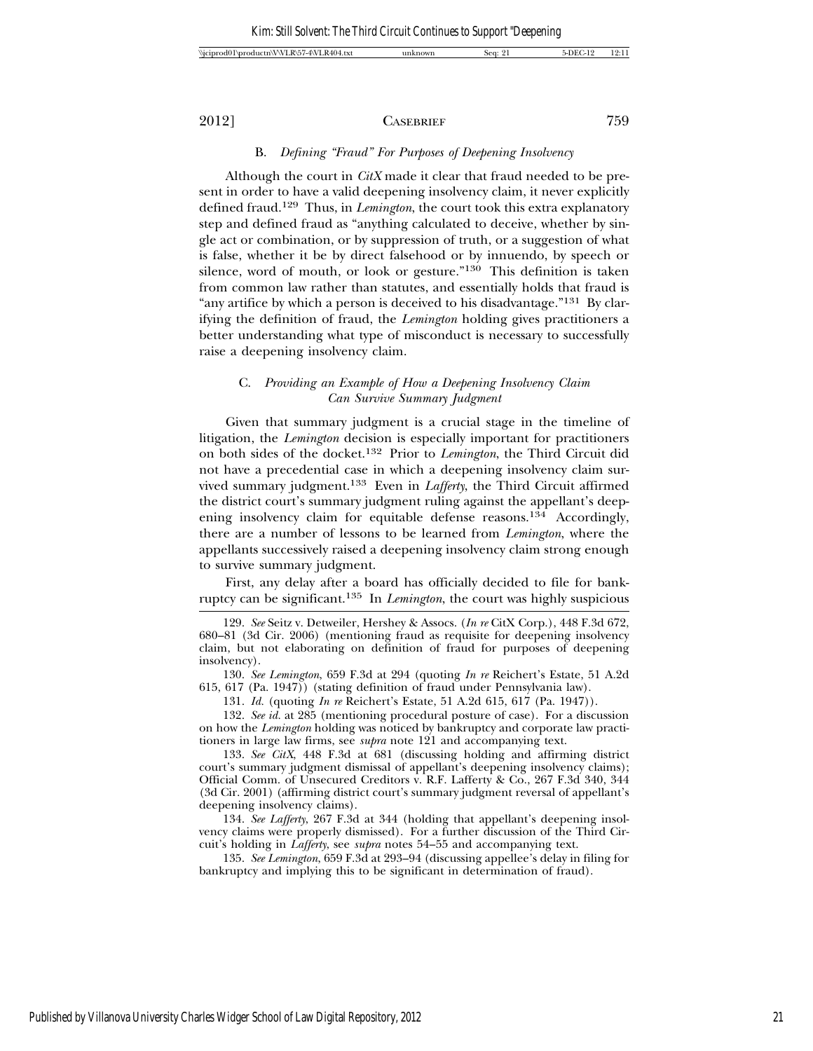### B. *Defining "Fraud" For Purposes of Deepening Insolvency*

Although the court in *CitX* made it clear that fraud needed to be present in order to have a valid deepening insolvency claim, it never explicitly defined fraud.[129] Thus, in *Lemington*, the court took this extra explanatory step and defined fraud as "anything calculated to deceive, whether by single act or combination, or by suppression of truth, or a suggestion of what is false, whether it be by direct falsehood or by innuendo, by speech or silence, word of mouth, or look or gesture."[130] This definition is taken from common law rather than statutes, and essentially holds that fraud is "any artifice by which a person is deceived to his disadvantage."[131] By clarifying the definition of fraud, the *Lemington* holding gives practitioners a better understanding what type of misconduct is necessary to successfully raise a deepening insolvency claim.

### C. *Providing an Example of How a Deepening Insolvency Claim Can Survive Summary Judgment*

Given that summary judgment is a crucial stage in the timeline of litigation, the *Lemington* decision is especially important for practitioners on both sides of the docket.[132] Prior to *Lemington*, the Third Circuit did not have a precedential case in which a deepening insolvency claim survived summary judgment.[133] Even in *Lafferty*, the Third Circuit affirmed the district court's summary judgment ruling against the appellant's deepening insolvency claim for equitable defense reasons.[134] Accordingly, there are a number of lessons to be learned from *Lemington*, where the appellants successively raised a deepening insolvency claim strong enough to survive summary judgment.

First, any delay after a board has officially decided to file for bankruptcy can be significant.[135] In *Lemington*, the court was highly suspicious

---

129. *See* Seitz v. Detweiler, Hershey & Assocs. (*In re* CitX Corp.), 448 F.3d 672, 680–81 (3d Cir. 2006) (mentioning fraud as requisite for deepening insolvency claim, but not elaborating on definition of fraud for purposes of deepening insolvency).

130. *See Lemington*, 659 F.3d at 294 (quoting *In re* Reichert's Estate, 51 A.2d 615, 617 (Pa. 1947)) (stating definition of fraud under Pennsylvania law).

131. *Id.* (quoting *In re* Reichert's Estate, 51 A.2d 615, 617 (Pa. 1947)).

132. *See id.* at 285 (mentioning procedural posture of case). For a discussion on how the *Lemington* holding was noticed by bankruptcy and corporate law practitioners in large law firms, see *supra* note 121 and accompanying text.

133. *See CitX*, 448 F.3d at 681 (discussing holding and affirming district court's summary judgment dismissal of appellant's deepening insolvency claims); Official Comm. of Unsecured Creditors v. R.F. Lafferty & Co., 267 F.3d 340, 344 (3d Cir. 2001) (affirming district court's summary judgment reversal of appellant's deepening insolvency claims).

134. *See Lafferty*, 267 F.3d at 344 (holding that appellant's deepening insolvency claims were properly dismissed). For a further discussion of the Third Circuit's holding in *Lafferty*, see *supra* notes 54–55 and accompanying text.

135. *See Lemington*, 659 F.3d at 293–94 (discussing appellee's delay in filing for bankruptcy and implying this to be significant in determination of fraud).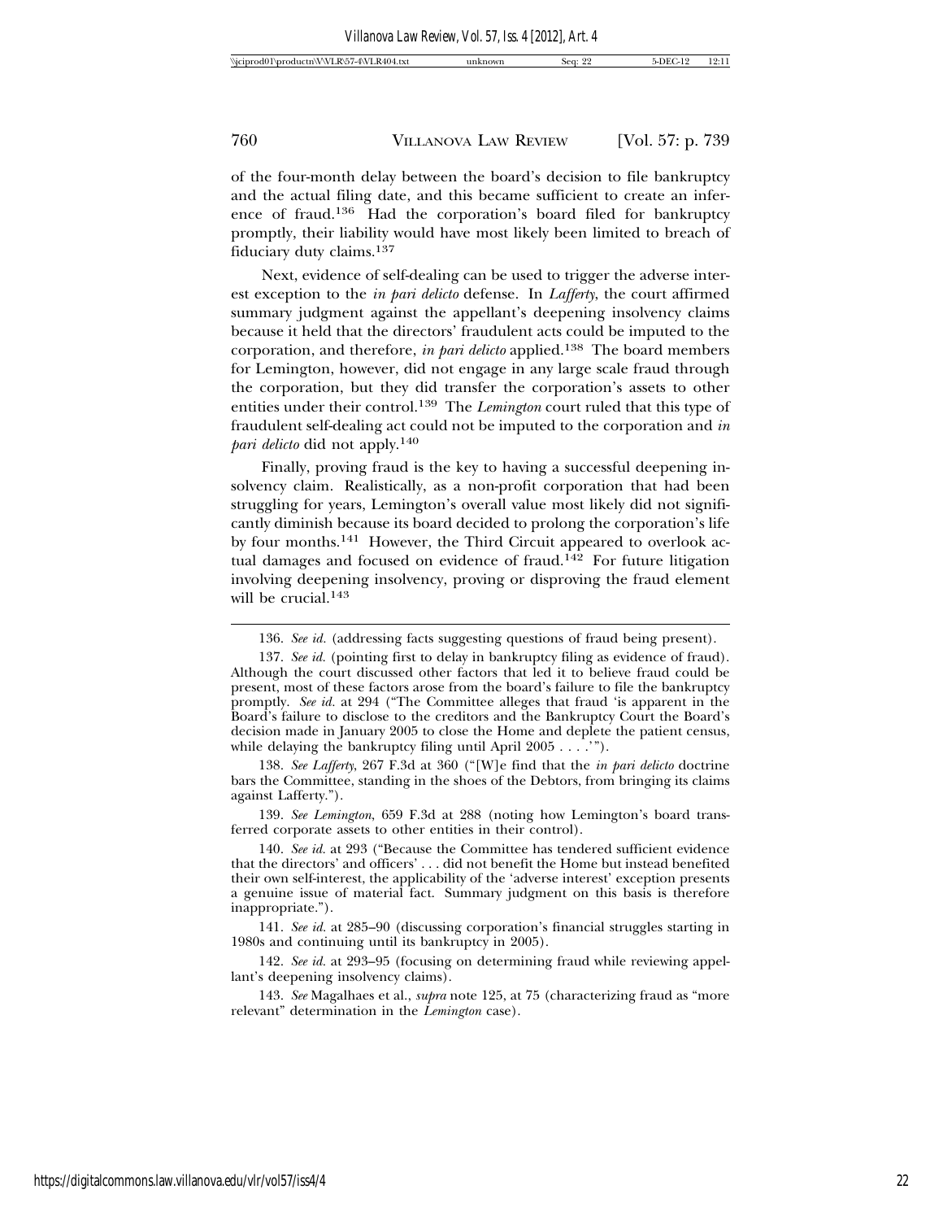of the four-month delay between the board's decision to file bankruptcy and the actual filing date, and this became sufficient to create an inference of fraud.[136] Had the corporation's board filed for bankruptcy promptly, their liability would have most likely been limited to breach of fiduciary duty claims.[137]

Next, evidence of self-dealing can be used to trigger the adverse interest exception to the *in pari delicto* defense. In *Lafferty*, the court affirmed summary judgment against the appellant's deepening insolvency claims because it held that the directors' fraudulent acts could be imputed to the corporation, and therefore, *in pari delicto* applied.[138] The board members for Lemington, however, did not engage in any large scale fraud through the corporation, but they did transfer the corporation's assets to other entities under their control.[139] The *Lemington* court ruled that this type of fraudulent self-dealing act could not be imputed to the corporation and *in pari delicto* did not apply.[140]

Finally, proving fraud is the key to having a successful deepening insolvency claim. Realistically, as a non-profit corporation that had been struggling for years, Lemington's overall value most likely did not significantly diminish because its board decided to prolong the corporation's life by four months.[141] However, the Third Circuit appeared to overlook actual damages and focused on evidence of fraud.[142] For future litigation involving deepening insolvency, proving or disproving the fraud element will be crucial.[143]

---

136. *See id.* (addressing facts suggesting questions of fraud being present).

137. *See id.* (pointing first to delay in bankruptcy filing as evidence of fraud). Although the court discussed other factors that led it to believe fraud could be present, most of these factors arose from the board's failure to file the bankruptcy promptly. *See id.* at 294 ("The Committee alleges that fraud 'is apparent in the Board's failure to disclose to the creditors and the Bankruptcy Court the Board's decision made in January 2005 to close the Home and deplete the patient census, while delaying the bankruptcy filing until April 2005 . . . .'").

138. *See Lafferty*, 267 F.3d at 360 ("[W]e find that the *in pari delicto* doctrine bars the Committee, standing in the shoes of the Debtors, from bringing its claims against Lafferty.").

139. *See Lemington*, 659 F.3d at 288 (noting how Lemington's board transferred corporate assets to other entities in their control).

140. *See id.* at 293 ("Because the Committee has tendered sufficient evidence that the directors' and officers' . . . did not benefit the Home but instead benefited their own self-interest, the applicability of the 'adverse interest' exception presents a genuine issue of material fact. Summary judgment on this basis is therefore inappropriate.").

141. *See id.* at 285–90 (discussing corporation's financial struggles starting in 1980s and continuing until its bankruptcy in 2005).

142. *See id.* at 293–95 (focusing on determining fraud while reviewing appellant's deepening insolvency claims).

143. *See* Magalhaes et al., *supra* note 125, at 75 (characterizing fraud as "more relevant" determination in the *Lemington* case).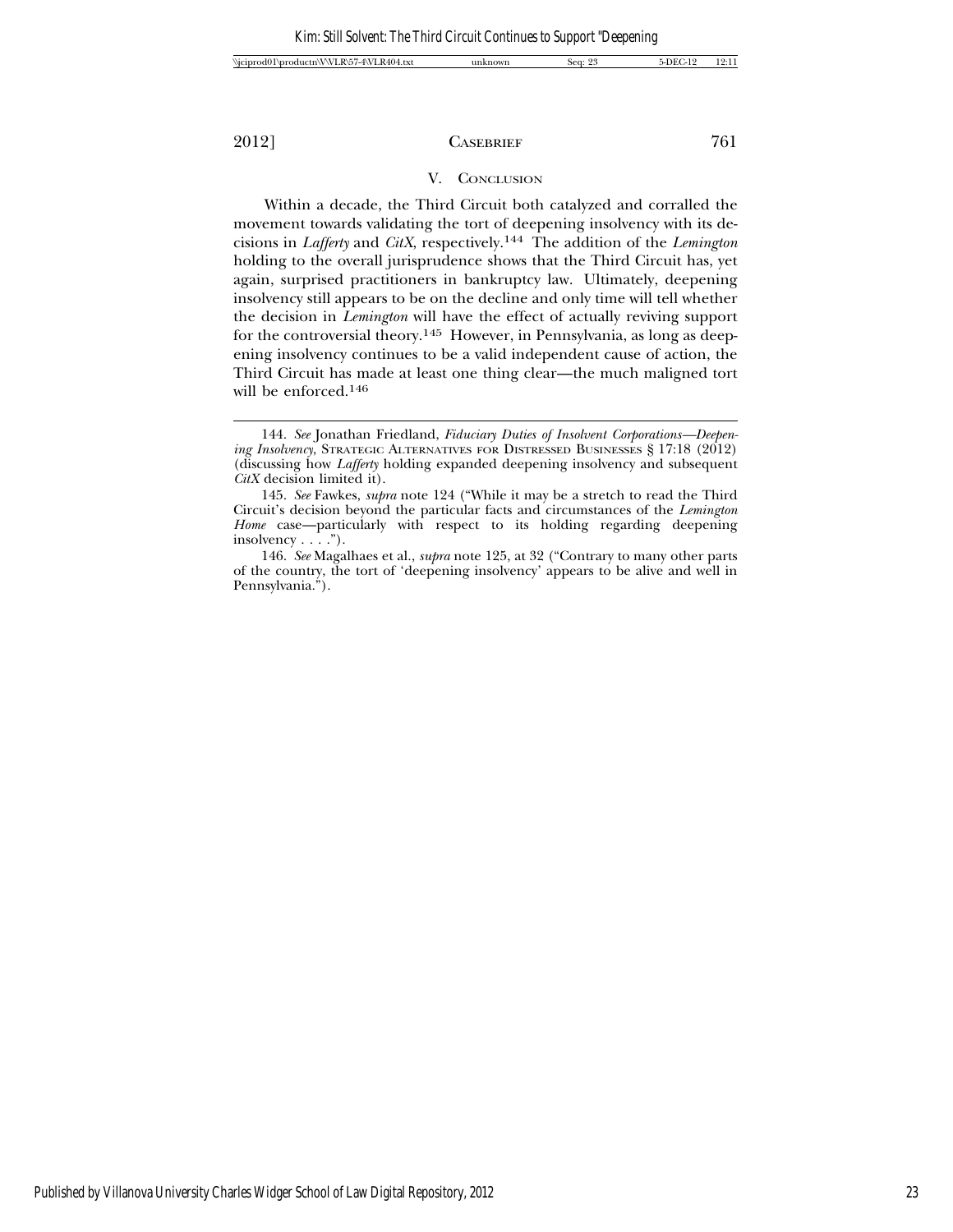## V. Conclusion

Within a decade, the Third Circuit both catalyzed and corralled the movement towards validating the tort of deepening insolvency with its decisions in *Lafferty* and *CitX*, respectively.[144] The addition of the *Lemington* holding to the overall jurisprudence shows that the Third Circuit has, yet again, surprised practitioners in bankruptcy law. Ultimately, deepening insolvency still appears to be on the decline and only time will tell whether the decision in *Lemington* will have the effect of actually reviving support for the controversial theory.[145] However, in Pennsylvania, as long as deepening insolvency continues to be a valid independent cause of action, the Third Circuit has made at least one thing clear—the much maligned tort will be enforced.[146]

---

144. *See* Jonathan Friedland, *Fiduciary Duties of Insolvent Corporations—Deepening Insolvency*, Strategic Alternatives for Distressed Businesses § 17:18 (2012) (discussing how *Lafferty* holding expanded deepening insolvency and subsequent *CitX* decision limited it).

145. *See* Fawkes, *supra* note 124 ("While it may be a stretch to read the Third Circuit's decision beyond the particular facts and circumstances of the *Lemington Home* case—particularly with respect to its holding regarding deepening insolvency . . . .").

146. *See* Magalhaes et al., *supra* note 125, at 32 ("Contrary to many other parts of the country, the tort of 'deepening insolvency' appears to be alive and well in Pennsylvania.").